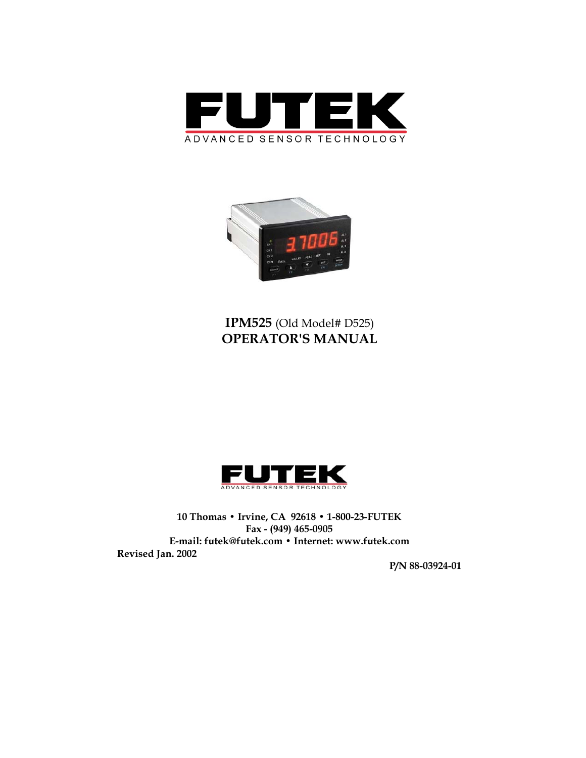# FUTEK

ADVANCED SENSOR TECHNOLOGY

**IPM525** (Old Model# D525)
**OPERATOR'S MANUAL**

FUTEK
ADVANCED SENSOR TECHNOLOGY

**10 Thomas • Irvine, CA 92618 • 1-800-23-FUTEK**
**Fax - (949) 465-0905**
**E-mail: futek@futek.com • Internet: www.futek.com**
**Revised Jan. 2002**

**P/N 88-03924-01**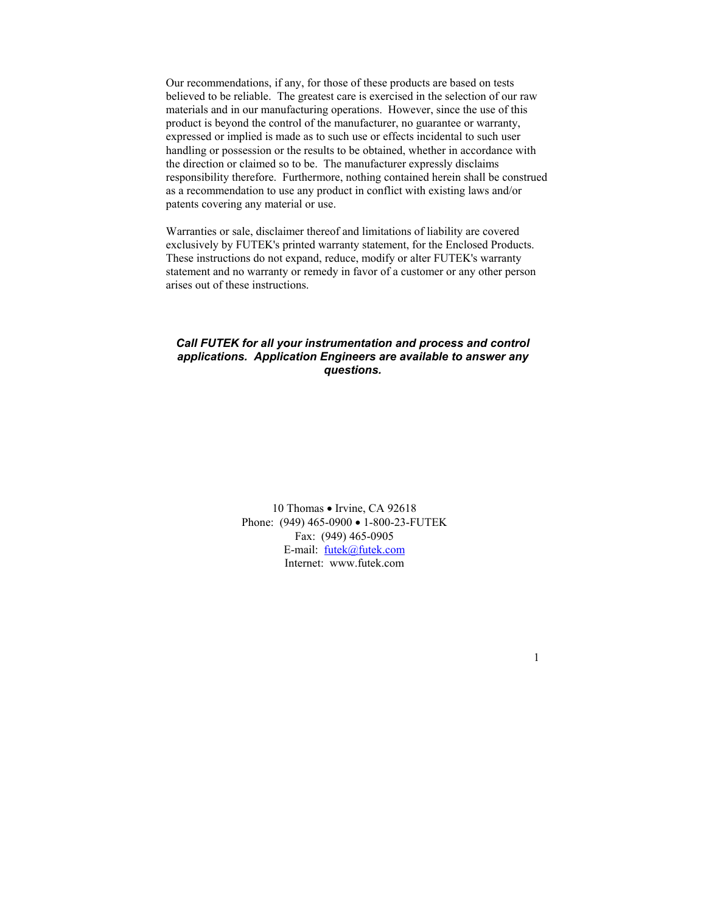Our recommendations, if any, for those of these products are based on tests believed to be reliable. The greatest care is exercised in the selection of our raw materials and in our manufacturing operations. However, since the use of this product is beyond the control of the manufacturer, no guarantee or warranty, expressed or implied is made as to such use or effects incidental to such user handling or possession or the results to be obtained, whether in accordance with the direction or claimed so to be. The manufacturer expressly disclaims responsibility therefore. Furthermore, nothing contained herein shall be construed as a recommendation to use any product in conflict with existing laws and/or patents covering any material or use.

Warranties or sale, disclaimer thereof and limitations of liability are covered exclusively by FUTEK's printed warranty statement, for the Enclosed Products. These instructions do not expand, reduce, modify or alter FUTEK's warranty statement and no warranty or remedy in favor of a customer or any other person arises out of these instructions.

***Call FUTEK for all your instrumentation and process and control applications. Application Engineers are available to answer any questions.***

10 Thomas • Irvine, CA 92618
Phone: (949) 465-0900 • 1-800-23-FUTEK
Fax: (949) 465-0905
E-mail: futek@futek.com
Internet: www.futek.com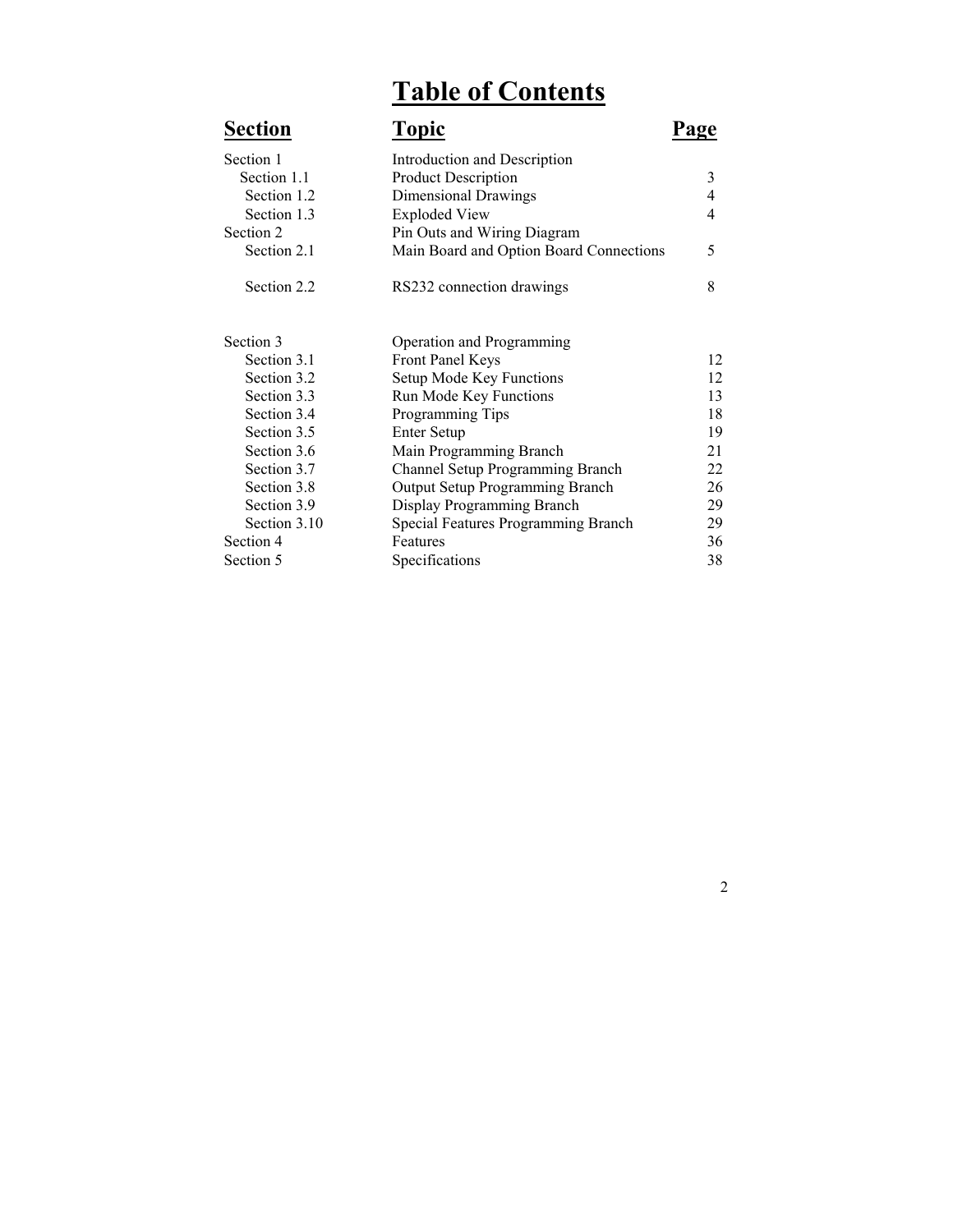# Table of Contents

| Section | Topic | Page |
| --- | --- | --- |
| Section 1 | Introduction and Description | |
| Section 1.1 | Product Description | 3 |
| Section 1.2 | Dimensional Drawings | 4 |
| Section 1.3 | Exploded View | 4 |
| Section 2 | Pin Outs and Wiring Diagram | |
| Section 2.1 | Main Board and Option Board Connections | 5 |
| Section 2.2 | RS232 connection drawings | 8 |
| Section 3 | Operation and Programming | |
| Section 3.1 | Front Panel Keys | 12 |
| Section 3.2 | Setup Mode Key Functions | 12 |
| Section 3.3 | Run Mode Key Functions | 13 |
| Section 3.4 | Programming Tips | 18 |
| Section 3.5 | Enter Setup | 19 |
| Section 3.6 | Main Programming Branch | 21 |
| Section 3.7 | Channel Setup Programming Branch | 22 |
| Section 3.8 | Output Setup Programming Branch | 26 |
| Section 3.9 | Display Programming Branch | 29 |
| Section 3.10 | Special Features Programming Branch | 29 |
| Section 4 | Features | 36 |
| Section 5 | Specifications | 38 |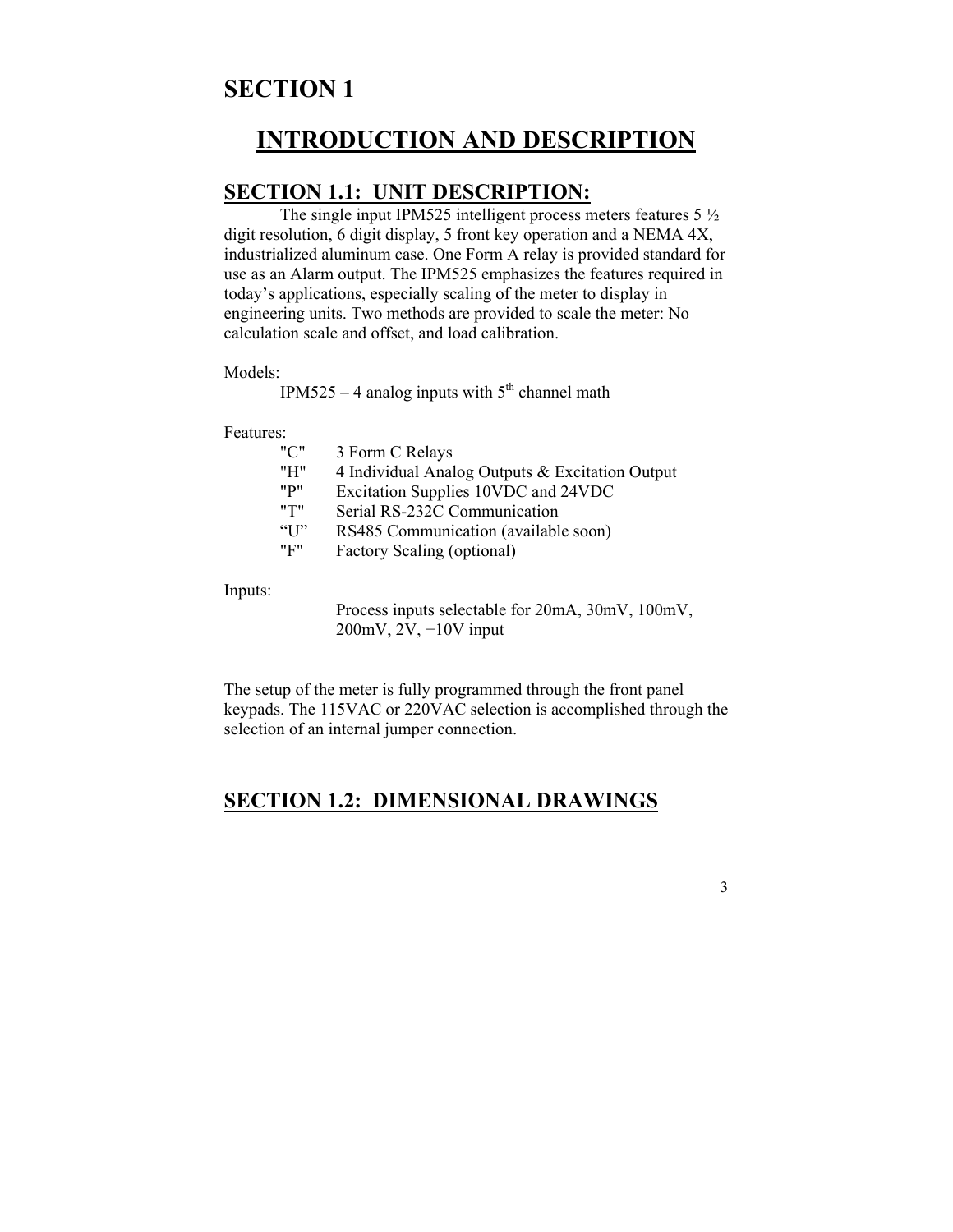# SECTION 1

# INTRODUCTION AND DESCRIPTION

## SECTION 1.1: UNIT DESCRIPTION:

The single input IPM525 intelligent process meters features 5 ½ digit resolution, 6 digit display, 5 front key operation and a NEMA 4X, industrialized aluminum case. One Form A relay is provided standard for use as an Alarm output. The IPM525 emphasizes the features required in today's applications, especially scaling of the meter to display in engineering units. Two methods are provided to scale the meter: No calculation scale and offset, and load calibration.

Models:

IPM525 – 4 analog inputs with 5th channel math

Features:

| | |
|---|---|
| "C" | 3 Form C Relays |
| "H" | 4 Individual Analog Outputs & Excitation Output |
| "P" | Excitation Supplies 10VDC and 24VDC |
| "T" | Serial RS-232C Communication |
| "U" | RS485 Communication (available soon) |
| "F" | Factory Scaling (optional) |

Inputs:

Process inputs selectable for 20mA, 30mV, 100mV, 200mV, 2V, +10V input

The setup of the meter is fully programmed through the front panel keypads. The 115VAC or 220VAC selection is accomplished through the selection of an internal jumper connection.

## SECTION 1.2: DIMENSIONAL DRAWINGS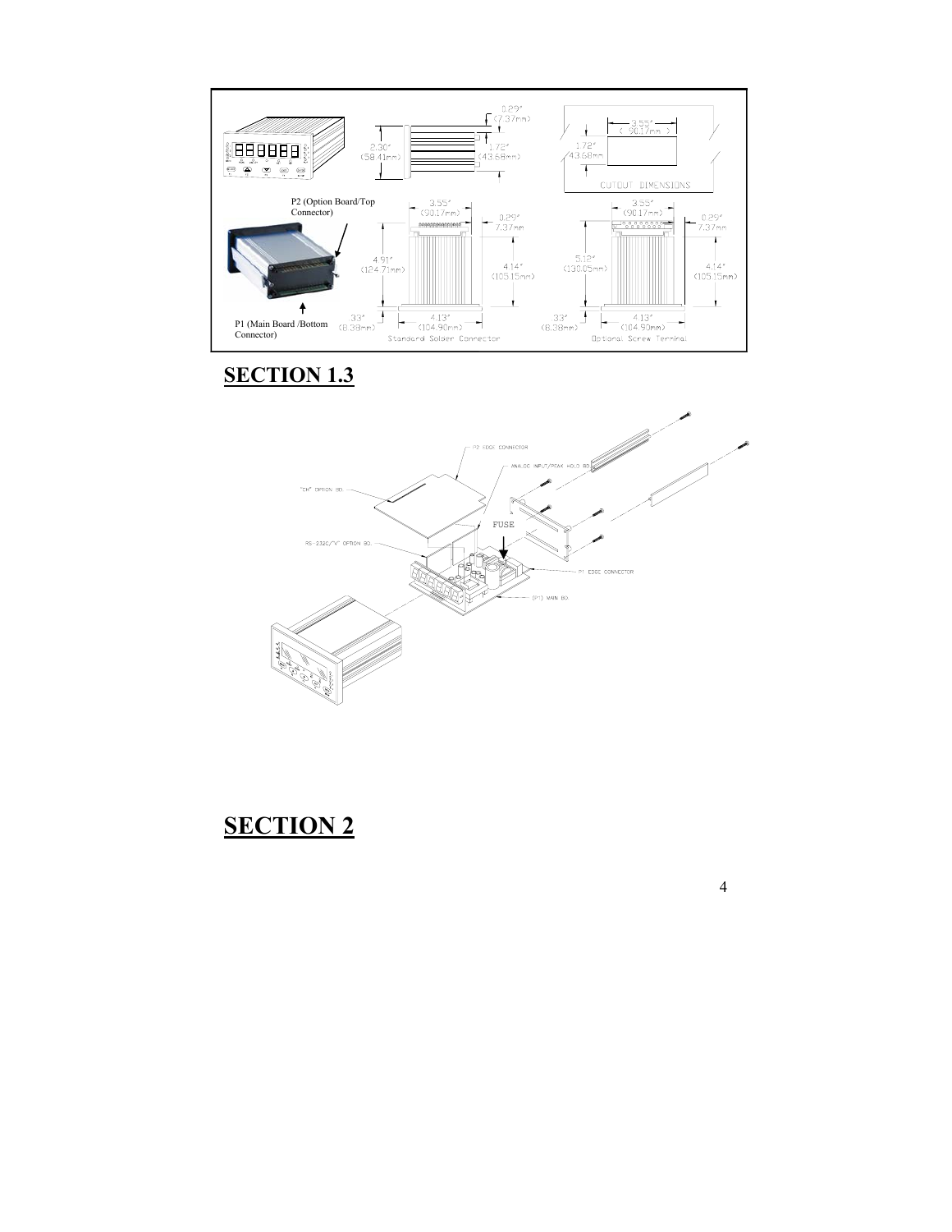P2 (Option Board/Top Connector)

P1 (Main Board /Bottom Connector)

0.29"
(7.37mm)

2.30"
(58.41mm)

1.72"
(43.68mm)

3.55"
( 90.17mm )

1.72"
43.68mm

CUTOUT DIMENSIONS

3.55"
(90.17mm)

0.29"
7.37mm

4.91"
(124.71mm)

4.14"
(105.15mm)

.33"
(8.38mm)

4.13"
(104.90mm)

Standard Solder Connector

3.55"
(90.17mm)

0.29"
7.37mm

5.12"
(130.05mm)

4.14"
(105.15mm)

.33"
(8.38mm)

4.13"
(104.90mm)

Optional Screw Terminal

## SECTION 1.3

P2 EDGE CONNECTOR

ANALOG INPUT/PEAK HOLD BD.

"CH" OPTION BD.

FUSE

RS-232C/"V" OPTION BD.

P1 EDGE CONNECTOR

(P1) MAIN BD.

## SECTION 2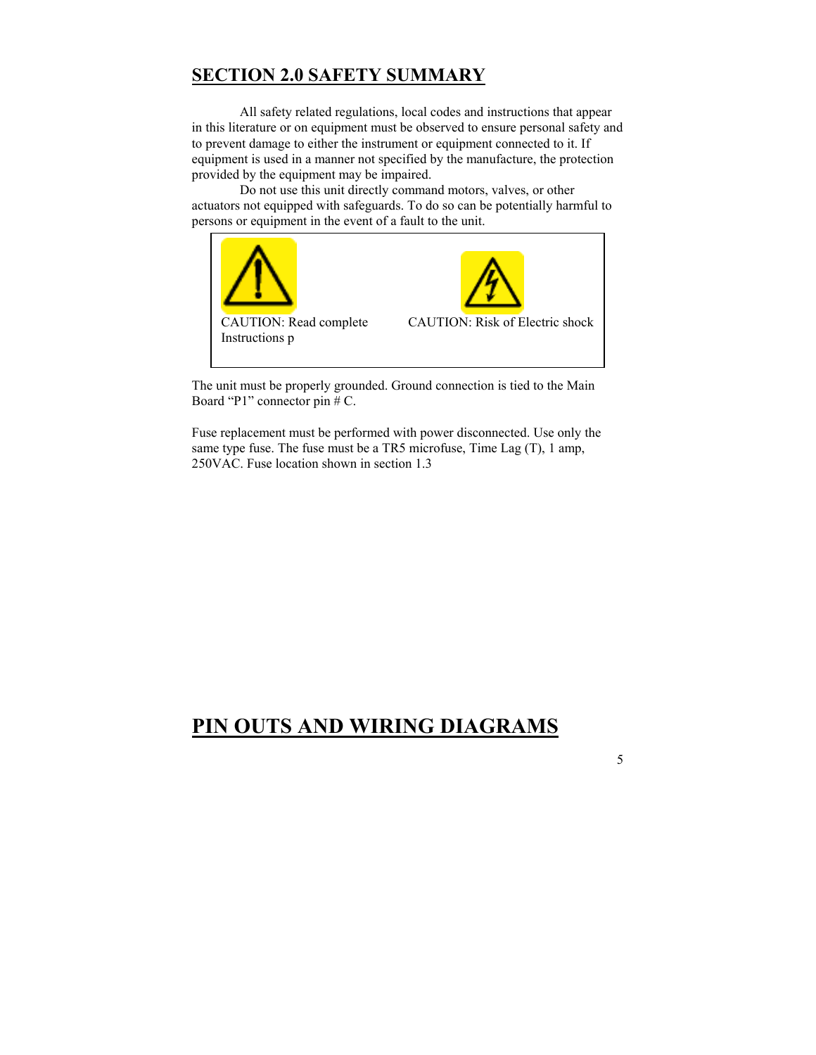## SECTION 2.0 SAFETY SUMMARY

All safety related regulations, local codes and instructions that appear in this literature or on equipment must be observed to ensure personal safety and to prevent damage to either the instrument or equipment connected to it. If equipment is used in a manner not specified by the manufacture, the protection provided by the equipment may be impaired.

Do not use this unit directly command motors, valves, or other actuators not equipped with safeguards. To do so can be potentially harmful to persons or equipment in the event of a fault to the unit.

CAUTION: Read complete Instructions p

CAUTION: Risk of Electric shock

The unit must be properly grounded. Ground connection is tied to the Main Board "P1" connector pin # C.

Fuse replacement must be performed with power disconnected. Use only the same type fuse. The fuse must be a TR5 microfuse, Time Lag (T), 1 amp, 250VAC. Fuse location shown in section 1.3

# PIN OUTS AND WIRING DIAGRAMS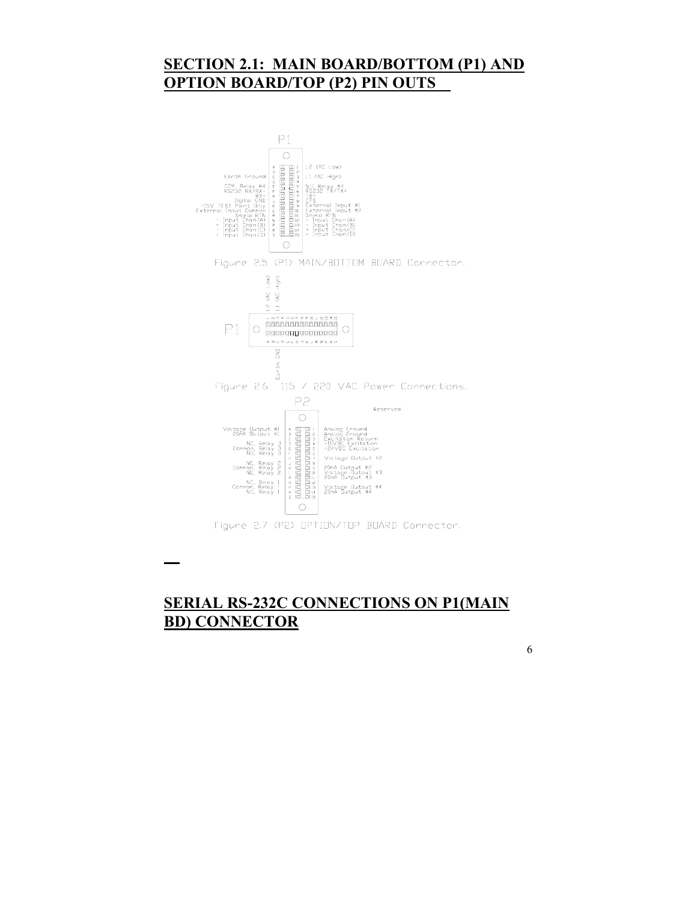# SECTION 2.1: MAIN BOARD/BOTTOM (P1) AND OPTION BOARD/TOP (P2) PIN OUTS

P1

| Label | Pin | Pin | Label |
|---|---|---|---|
| | A | 1 | L2 (AC Low) |
| | B | 2 | |
| Earth Ground | C | 3 | L1 (AC High) |
| | D | 4 | |
| COM. Relay #4 | E | 5 | NO. Relay #4 |
| RS232 RX/RX+ | F | 6 | RS232 TX/TX+ |
| RX- | H | 7 | TX- |
| Digital GND | J | 8 | CTS |
| +15V TEST Point Only | K | 9 | External Input #1 |
| External Input Common | L | 10 | External Input #2 |
| Shield RTN | M | 11 | Shield RTN |
| - Input Chan.(A) | N | 12 | + Input Chan.(A) |
| + Input Chan.(B) | P | 13 | - Input Chan.(B) |
| - Input Chan.(C) | R | 14 | + Input Chan.(C) |
| + Input Chan.(D) | S | 15 | - Input Chan.(D) |

Figure 2.5 (P1) MAIN/BOTTOM BOARD Connector.

P1 — L2 (AC Low), L1 (AC High), Earth GND

Figure 2.6 115 / 220 VAC Power Connections.

P2

| Label | Pin | Pin | Label |
|---|---|---|---|
| Voltage Output #1 | A | 1 | Analog Ground |
| 20mA Output #1 | B | 2 | Analog Ground |
| | C | 3 | Excitation Return |
| NC. Relay 3 | D | 4 | +10VDC Excitation |
| Common, Relay 3 | E | 5 | +24VDC Excitation |
| NO. Relay 3 | F | 6 | Reserved |
| | H | 7 | Voltage Output #2 |
| NC. Relay 2 | J | 8 | |
| Common, Relay 2 | K | 9 | 20mA Output #2 |
| NO. Relay 2 | L | 10 | Voltage Output #3 |
| | M | 11 | 20mA Output #3 |
| NC. Relay 1 | N | 12 | |
| Common, Relay 1 | P | 13 | Voltage Output #4 |
| NO. Relay 1 | R | 14 | 20mA Output #4 |
| | S | 15 | |

Figure 2.7 (P2) OPTION/TOP BOARD Connector.

# SERIAL RS-232C CONNECTIONS ON P1(MAIN BD) CONNECTOR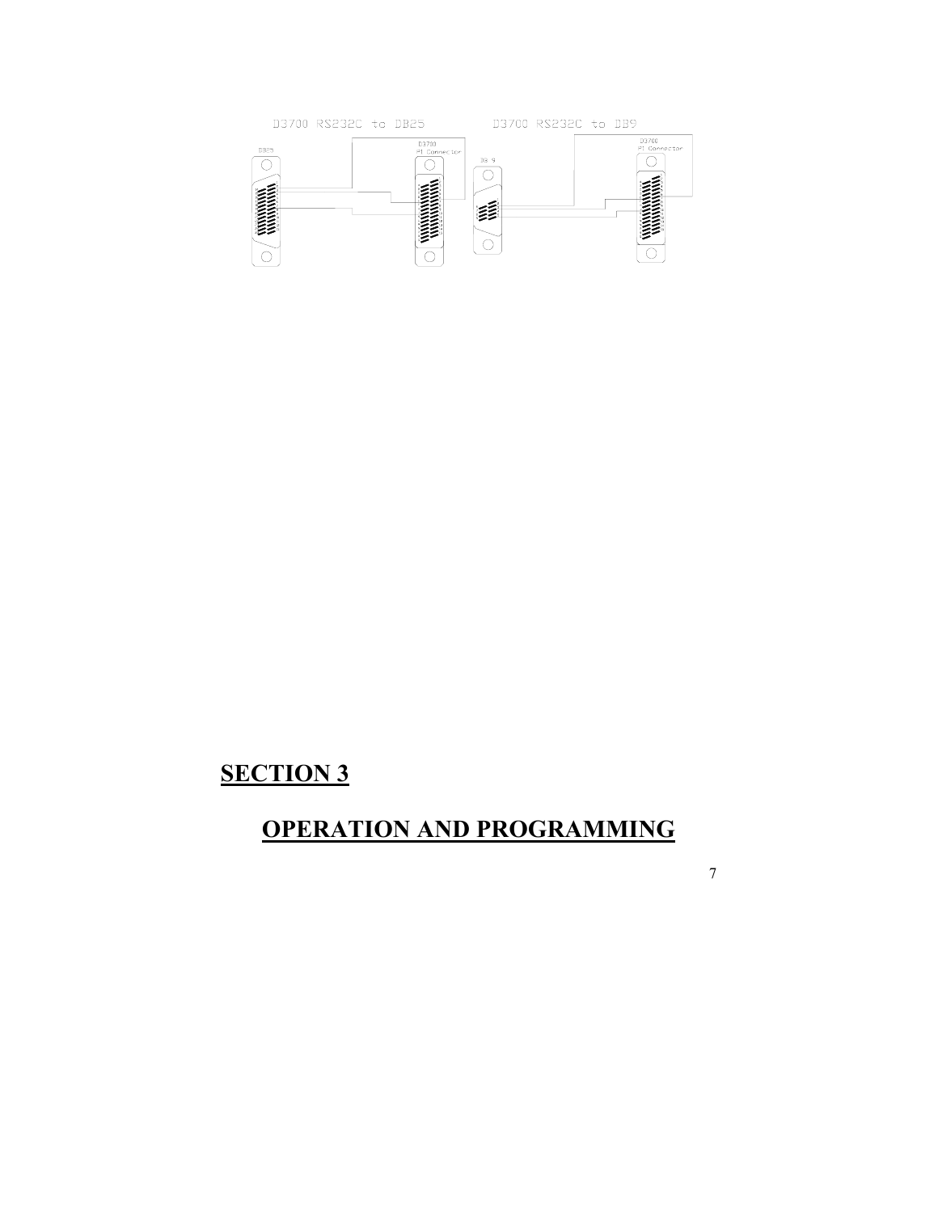D3700 RS232C to DB25

DB25

D3700
P1 Connector

D3700 RS232C to DB9

DB9

D3700
P1 Connector

# SECTION 3

## OPERATION AND PROGRAMMING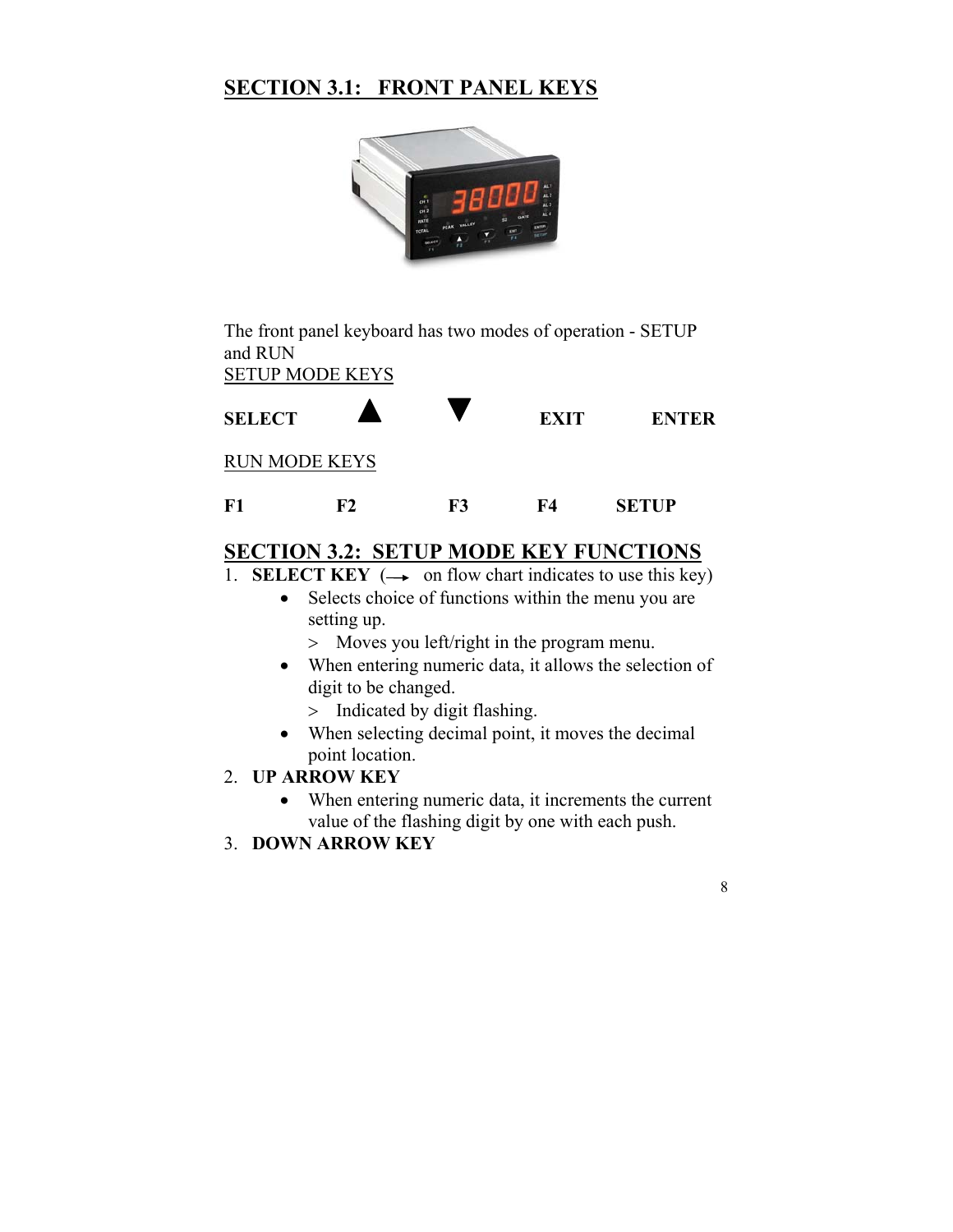## SECTION 3.1: FRONT PANEL KEYS

The front panel keyboard has two modes of operation - SETUP and RUN

SETUP MODE KEYS

**SELECT** ▲ ▼ **EXIT** **ENTER**

RUN MODE KEYS

**F1** **F2** **F3** **F4** **SETUP**

## SECTION 3.2: SETUP MODE KEY FUNCTIONS

1. **SELECT KEY** (→ on flow chart indicates to use this key)
   - Selects choice of functions within the menu you are setting up.
     - > Moves you left/right in the program menu.
   - When entering numeric data, it allows the selection of digit to be changed.
     - > Indicated by digit flashing.
   - When selecting decimal point, it moves the decimal point location.
2. **UP ARROW KEY**
   - When entering numeric data, it increments the current value of the flashing digit by one with each push.
3. **DOWN ARROW KEY**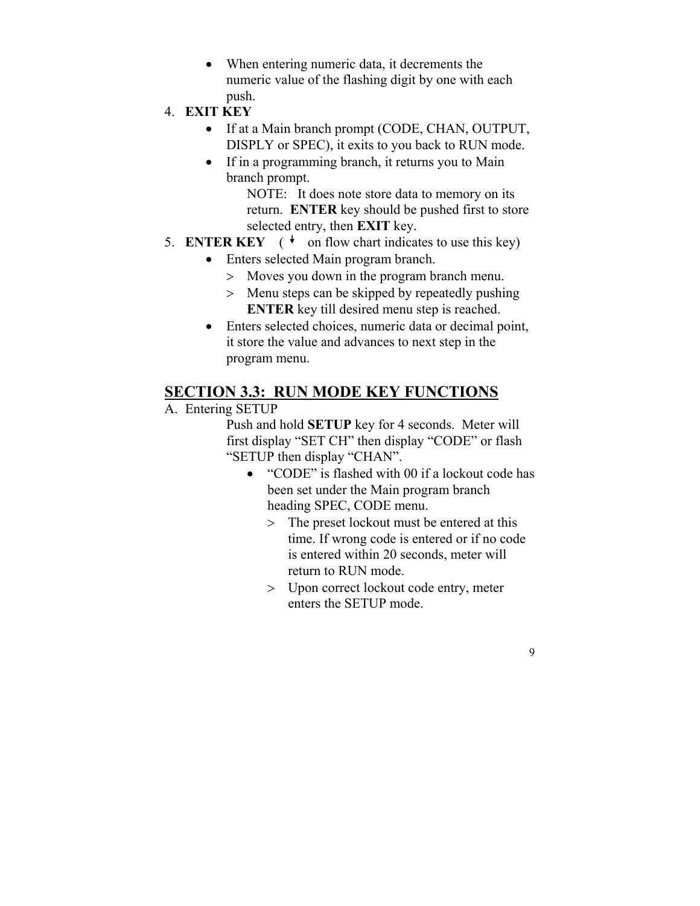- When entering numeric data, it decrements the numeric value of the flashing digit by one with each push.

4. **EXIT KEY**
   - If at a Main branch prompt (CODE, CHAN, OUTPUT, DISPLY or SPEC), it exits to you back to RUN mode.
   - If in a programming branch, it returns you to Main branch prompt.

     NOTE: It does note store data to memory on its return. **ENTER** key should be pushed first to store selected entry, then **EXIT** key.

5. **ENTER KEY** ( ↓ on flow chart indicates to use this key)
   - Enters selected Main program branch.
     > Moves you down in the program branch menu.
     > Menu steps can be skipped by repeatedly pushing **ENTER** key till desired menu step is reached.
   - Enters selected choices, numeric data or decimal point, it store the value and advances to next step in the program menu.

## SECTION 3.3: RUN MODE KEY FUNCTIONS

A. Entering SETUP

Push and hold **SETUP** key for 4 seconds. Meter will first display "SET CH" then display "CODE" or flash "SETUP then display "CHAN".

- "CODE" is flashed with 00 if a lockout code has been set under the Main program branch heading SPEC, CODE menu.
  > The preset lockout must be entered at this time. If wrong code is entered or if no code is entered within 20 seconds, meter will return to RUN mode.
  > Upon correct lockout code entry, meter enters the SETUP mode.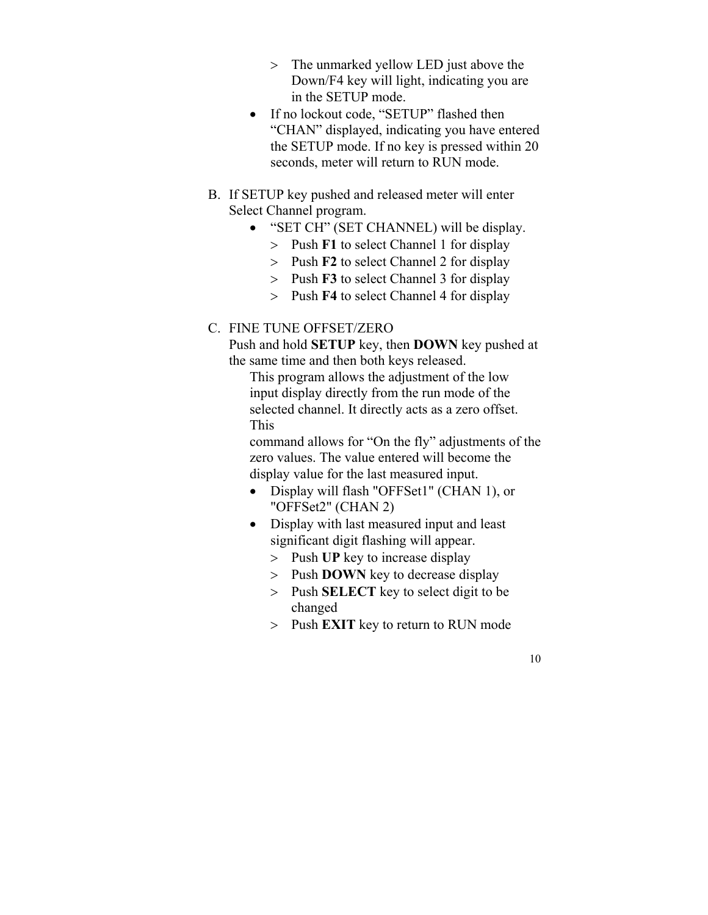> The unmarked yellow LED just above the Down/F4 key will light, indicating you are in the SETUP mode.

- If no lockout code, “SETUP” flashed then “CHAN” displayed, indicating you have entered the SETUP mode. If no key is pressed within 20 seconds, meter will return to RUN mode.

B. If SETUP key pushed and released meter will enter Select Channel program.

- “SET CH” (SET CHANNEL) will be display.
  > Push **F1** to select Channel 1 for display
  > Push **F2** to select Channel 2 for display
  > Push **F3** to select Channel 3 for display
  > Push **F4** to select Channel 4 for display

C. FINE TUNE OFFSET/ZERO

Push and hold **SETUP** key, then **DOWN** key pushed at the same time and then both keys released.

This program allows the adjustment of the low input display directly from the run mode of the selected channel. It directly acts as a zero offset. This command allows for “On the fly” adjustments of the zero values. The value entered will become the display value for the last measured input.

- Display will flash "OFFSet1" (CHAN 1), or "OFFSet2" (CHAN 2)
- Display with last measured input and least significant digit flashing will appear.
  > Push **UP** key to increase display
  > Push **DOWN** key to decrease display
  > Push **SELECT** key to select digit to be changed
  > Push **EXIT** key to return to RUN mode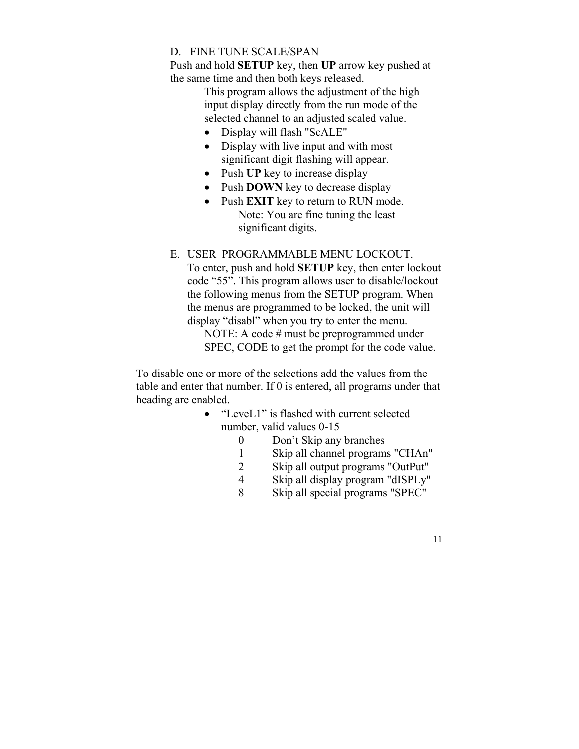D. FINE TUNE SCALE/SPAN

Push and hold **SETUP** key, then **UP** arrow key pushed at the same time and then both keys released.

This program allows the adjustment of the high input display directly from the run mode of the selected channel to an adjusted scaled value.

- Display will flash "ScALE"
- Display with live input and with most significant digit flashing will appear.
- Push **UP** key to increase display
- Push **DOWN** key to decrease display
- Push **EXIT** key to return to RUN mode.

Note: You are fine tuning the least significant digits.

E. USER PROGRAMMABLE MENU LOCKOUT.

To enter, push and hold **SETUP** key, then enter lockout code “55”. This program allows user to disable/lockout the following menus from the SETUP program. When the menus are programmed to be locked, the unit will display “disabl” when you try to enter the menu.

NOTE: A code # must be preprogrammed under SPEC, CODE to get the prompt for the code value.

To disable one or more of the selections add the values from the table and enter that number. If 0 is entered, all programs under that heading are enabled.

- “LeveL1” is flashed with current selected number, valid values 0-15

| | |
|---|---|
| 0 | Don’t Skip any branches |
| 1 | Skip all channel programs "CHAn" |
| 2 | Skip all output programs "OutPut" |
| 4 | Skip all display program "dISPLy" |
| 8 | Skip all special programs "SPEC" |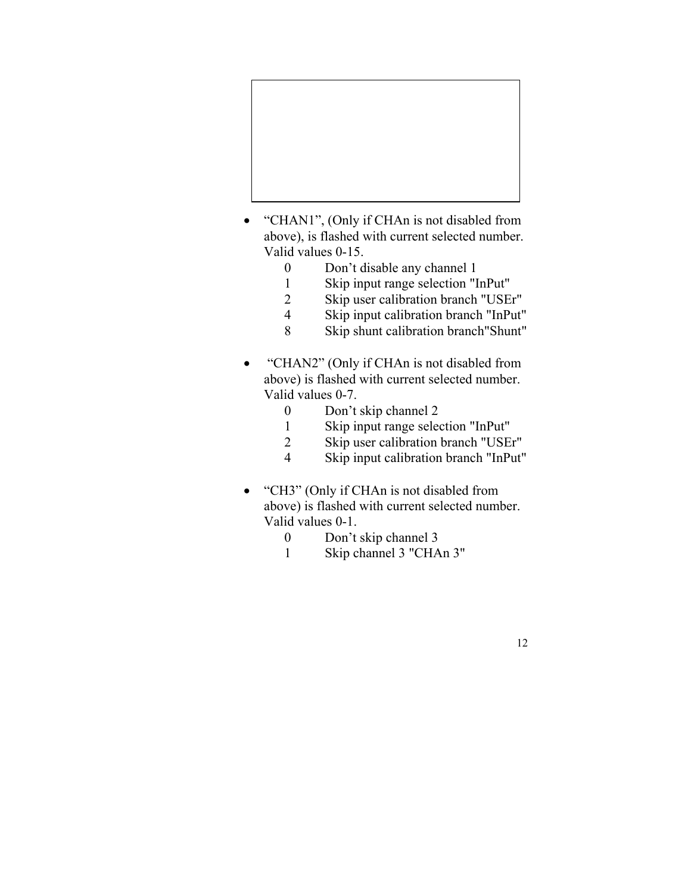- "CHAN1", (Only if CHAn is not disabled from above), is flashed with current selected number. Valid values 0-15.

| | |
|---|---|
| 0 | Don't disable any channel 1 |
| 1 | Skip input range selection "InPut" |
| 2 | Skip user calibration branch "USEr" |
| 4 | Skip input calibration branch "InPut" |
| 8 | Skip shunt calibration branch"Shunt" |

- "CHAN2" (Only if CHAn is not disabled from above) is flashed with current selected number. Valid values 0-7.

| | |
|---|---|
| 0 | Don't skip channel 2 |
| 1 | Skip input range selection "InPut" |
| 2 | Skip user calibration branch "USEr" |
| 4 | Skip input calibration branch "InPut" |

- "CH3" (Only if CHAn is not disabled from above) is flashed with current selected number. Valid values 0-1.

| | |
|---|---|
| 0 | Don't skip channel 3 |
| 1 | Skip channel 3 "CHAn 3" |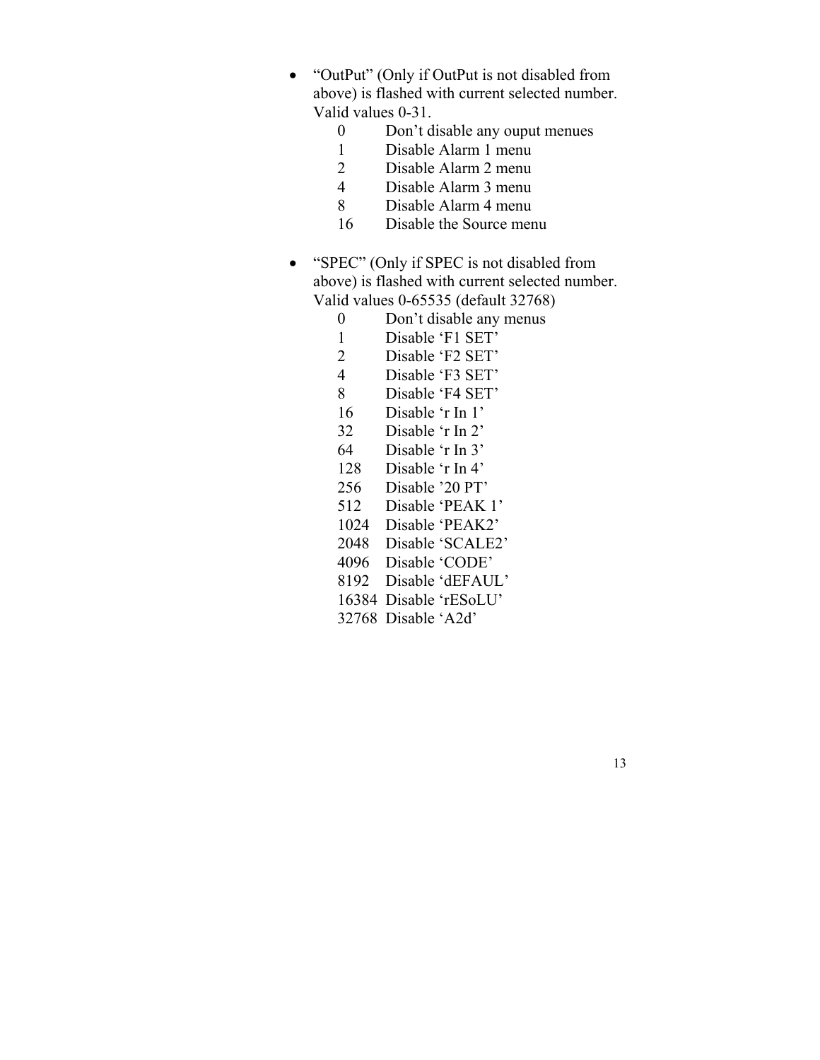- "OutPut" (Only if OutPut is not disabled from above) is flashed with current selected number. Valid values 0-31.

| | |
|---|---|
| 0 | Don't disable any ouput menues |
| 1 | Disable Alarm 1 menu |
| 2 | Disable Alarm 2 menu |
| 4 | Disable Alarm 3 menu |
| 8 | Disable Alarm 4 menu |
| 16 | Disable the Source menu |

- "SPEC" (Only if SPEC is not disabled from above) is flashed with current selected number. Valid values 0-65535 (default 32768)

| | |
|---|---|
| 0 | Don't disable any menus |
| 1 | Disable 'F1 SET' |
| 2 | Disable 'F2 SET' |
| 4 | Disable 'F3 SET' |
| 8 | Disable 'F4 SET' |
| 16 | Disable 'r In 1' |
| 32 | Disable 'r In 2' |
| 64 | Disable 'r In 3' |
| 128 | Disable 'r In 4' |
| 256 | Disable '20 PT' |
| 512 | Disable 'PEAK 1' |
| 1024 | Disable 'PEAK2' |
| 2048 | Disable 'SCALE2' |
| 4096 | Disable 'CODE' |
| 8192 | Disable 'dEFAUL' |
| 16384 | Disable 'rESoLU' |
| 32768 | Disable 'A2d' |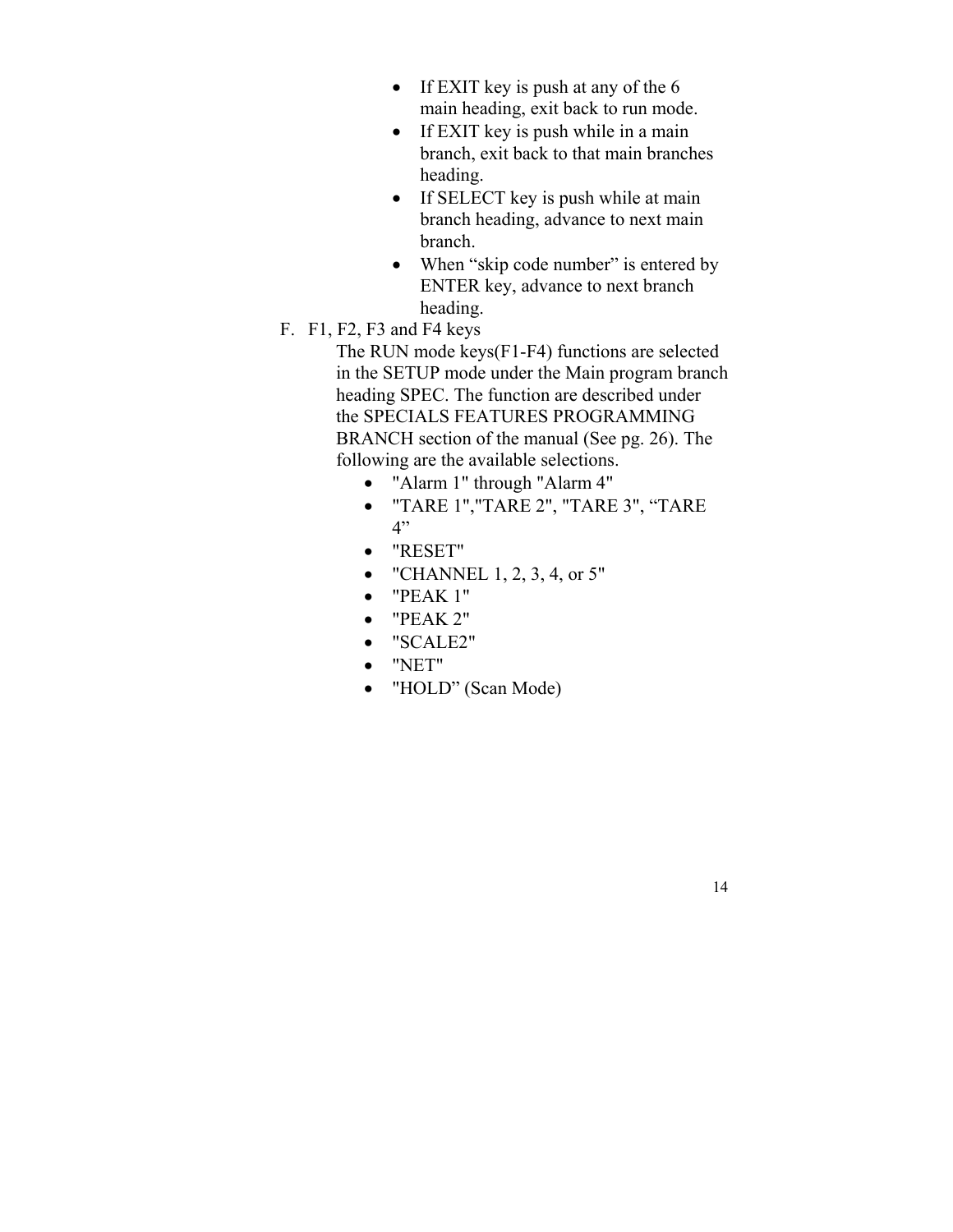- If EXIT key is push at any of the 6 main heading, exit back to run mode.
- If EXIT key is push while in a main branch, exit back to that main branches heading.
- If SELECT key is push while at main branch heading, advance to next main branch.
- When "skip code number" is entered by ENTER key, advance to next branch heading.

F. F1, F2, F3 and F4 keys

The RUN mode keys(F1-F4) functions are selected in the SETUP mode under the Main program branch heading SPEC. The function are described under the SPECIALS FEATURES PROGRAMMING BRANCH section of the manual (See pg. 26). The following are the available selections.

- "Alarm 1" through "Alarm 4"
- "TARE 1","TARE 2", "TARE 3", "TARE 4"
- "RESET"
- "CHANNEL 1, 2, 3, 4, or 5"
- "PEAK 1"
- "PEAK 2"
- "SCALE2"
- "NET"
- "HOLD" (Scan Mode)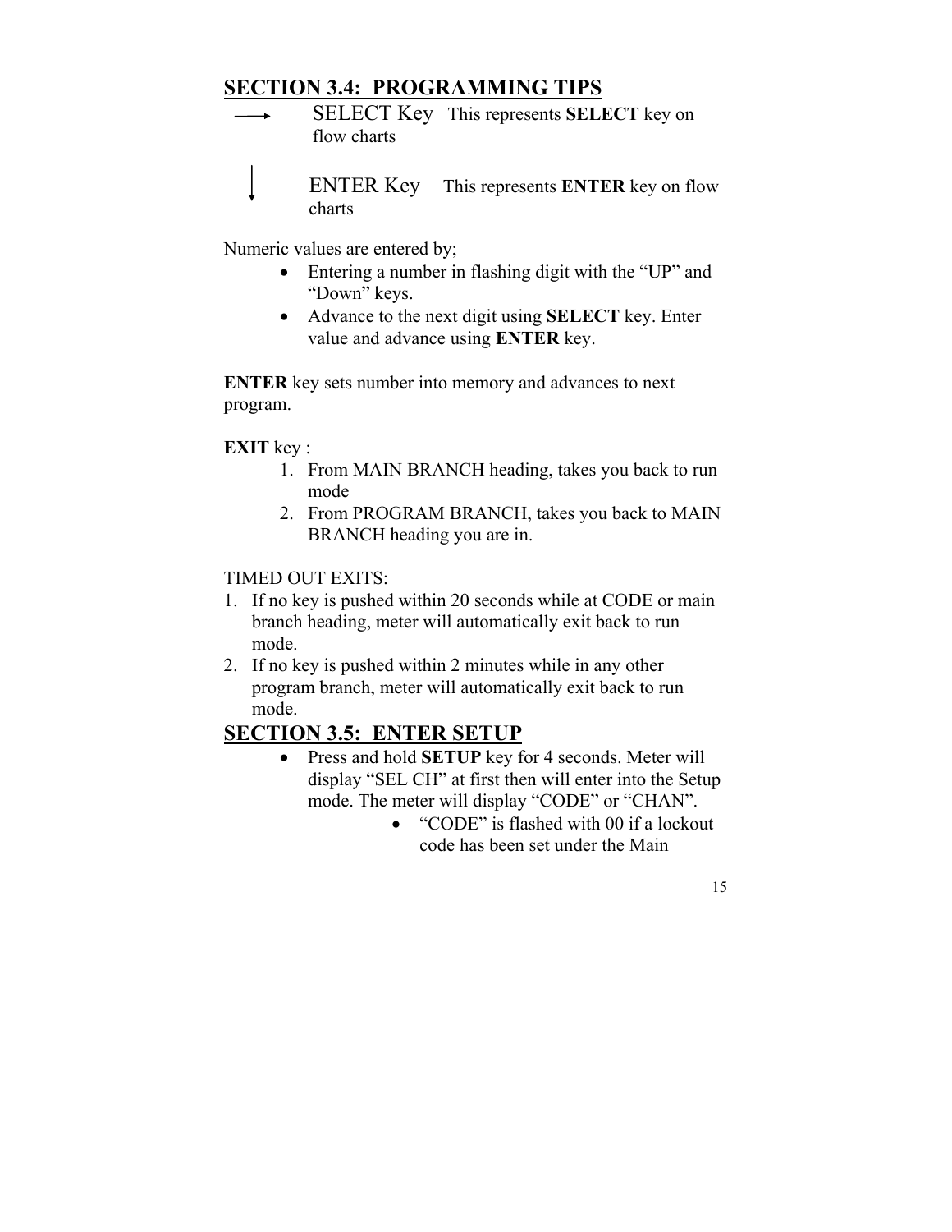## SECTION 3.4: PROGRAMMING TIPS

⟶ SELECT Key This represents **SELECT** key on flow charts

↓ ENTER Key This represents **ENTER** key on flow charts

Numeric values are entered by;

- Entering a number in flashing digit with the "UP" and "Down" keys.
- Advance to the next digit using **SELECT** key. Enter value and advance using **ENTER** key.

**ENTER** key sets number into memory and advances to next program.

**EXIT** key :

1. From MAIN BRANCH heading, takes you back to run mode
2. From PROGRAM BRANCH, takes you back to MAIN BRANCH heading you are in.

TIMED OUT EXITS:

1. If no key is pushed within 20 seconds while at CODE or main branch heading, meter will automatically exit back to run mode.
2. If no key is pushed within 2 minutes while in any other program branch, meter will automatically exit back to run mode.

## SECTION 3.5: ENTER SETUP

- Press and hold **SETUP** key for 4 seconds. Meter will display "SEL CH" at first then will enter into the Setup mode. The meter will display "CODE" or "CHAN".
  - "CODE" is flashed with 00 if a lockout code has been set under the Main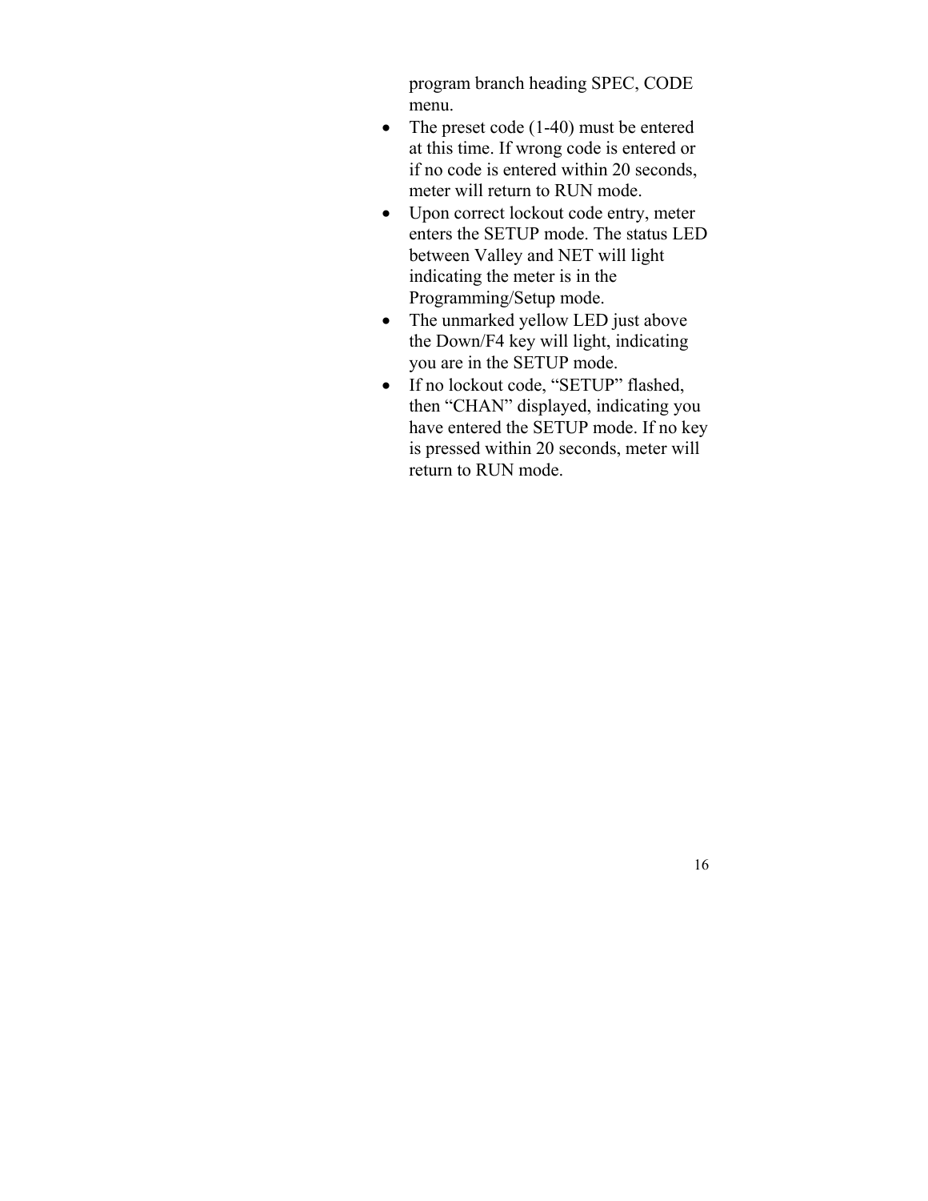program branch heading SPEC, CODE menu.

- The preset code (1-40) must be entered at this time. If wrong code is entered or if no code is entered within 20 seconds, meter will return to RUN mode.
- Upon correct lockout code entry, meter enters the SETUP mode. The status LED between Valley and NET will light indicating the meter is in the Programming/Setup mode.
- The unmarked yellow LED just above the Down/F4 key will light, indicating you are in the SETUP mode.
- If no lockout code, “SETUP” flashed, then “CHAN” displayed, indicating you have entered the SETUP mode. If no key is pressed within 20 seconds, meter will return to RUN mode.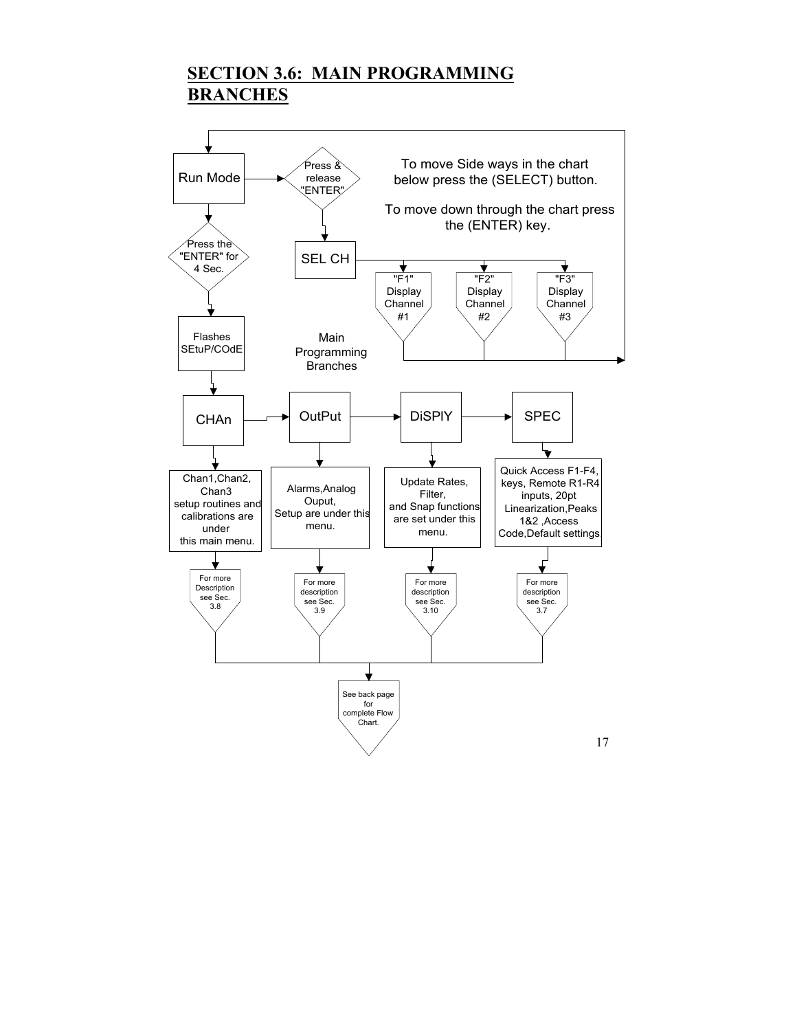## SECTION 3.6: MAIN PROGRAMMING BRANCHES

Run Mode

Press & release "ENTER"

To move Side ways in the chart below press the (SELECT) button.

To move down through the chart press the (ENTER) key.

Press the "ENTER" for 4 Sec.

SEL CH

"F1" Display Channel #1

"F2" Display Channel #2

"F3" Display Channel #3

Flashes SEtuP/COdE

Main Programming Branches

CHAn

OutPut

DiSPlY

SPEC

Chan1,Chan2, Chan3 setup routines and calibrations are under this main menu.

Alarms,Analog Ouput, Setup are under this menu.

Update Rates, Filter, and Snap functions are set under this menu.

Quick Access F1-F4, keys, Remote R1-R4 inputs, 20pt Linearization,Peaks 1&2 ,Access Code,Default settings.

For more Description see Sec. 3.8

For more description see Sec. 3.9

For more description see Sec. 3.10

For more description see Sec. 3.7

See back page for complete Flow Chart.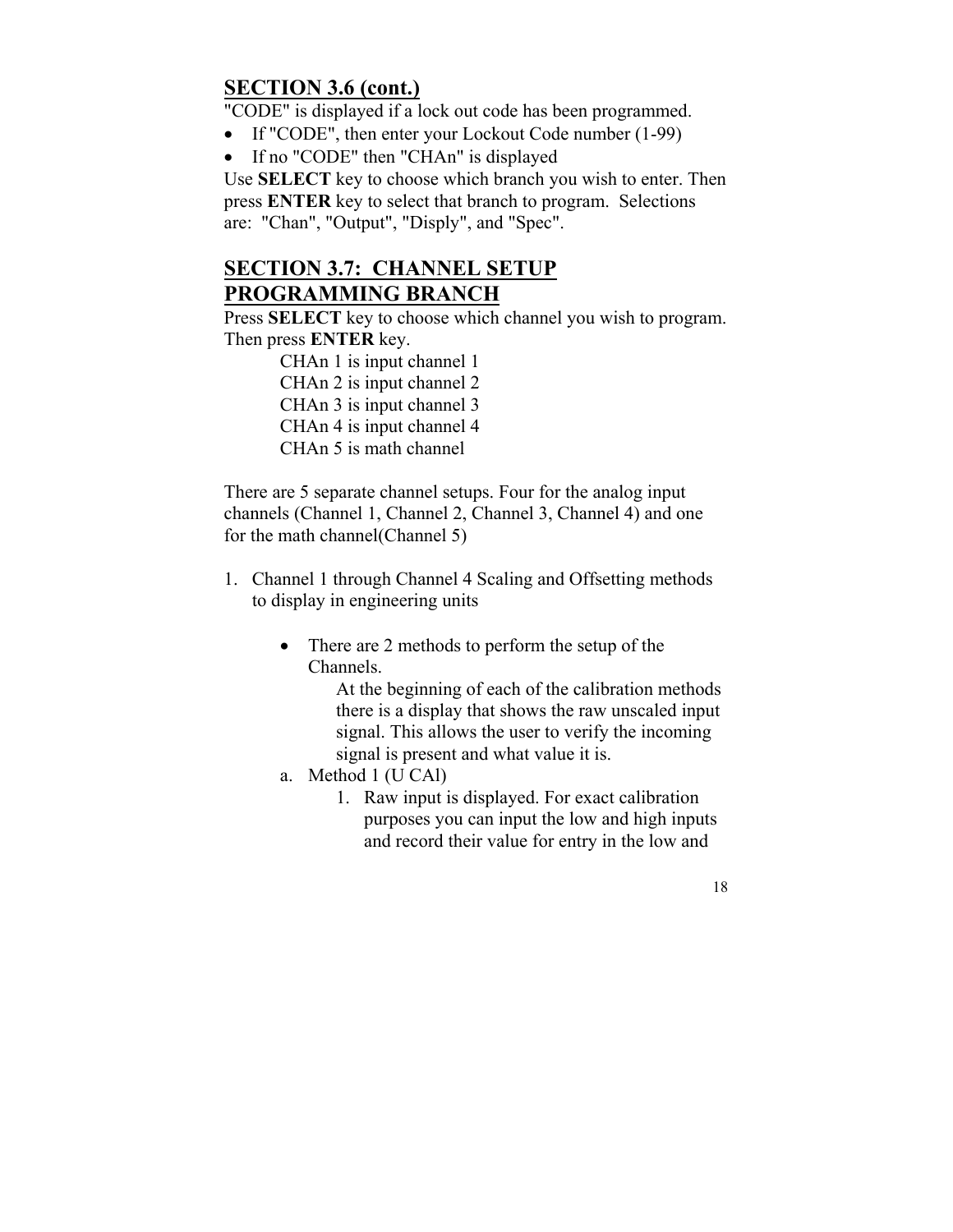## SECTION 3.6 (cont.)

"CODE" is displayed if a lock out code has been programmed.

- If "CODE", then enter your Lockout Code number (1-99)
- If no "CODE" then "CHAn" is displayed

Use **SELECT** key to choose which branch you wish to enter. Then press **ENTER** key to select that branch to program. Selections are: "Chan", "Output", "Disply", and "Spec".

## SECTION 3.7: CHANNEL SETUP PROGRAMMING BRANCH

Press **SELECT** key to choose which channel you wish to program. Then press **ENTER** key.

CHAn 1 is input channel 1
CHAn 2 is input channel 2
CHAn 3 is input channel 3
CHAn 4 is input channel 4
CHAn 5 is math channel

There are 5 separate channel setups. Four for the analog input channels (Channel 1, Channel 2, Channel 3, Channel 4) and one for the math channel(Channel 5)

1. Channel 1 through Channel 4 Scaling and Offsetting methods to display in engineering units

    - There are 2 methods to perform the setup of the Channels.

      At the beginning of each of the calibration methods there is a display that shows the raw unscaled input signal. This allows the user to verify the incoming signal is present and what value it is.

    a. Method 1 (U CAl)

        1. Raw input is displayed. For exact calibration purposes you can input the low and high inputs and record their value for entry in the low and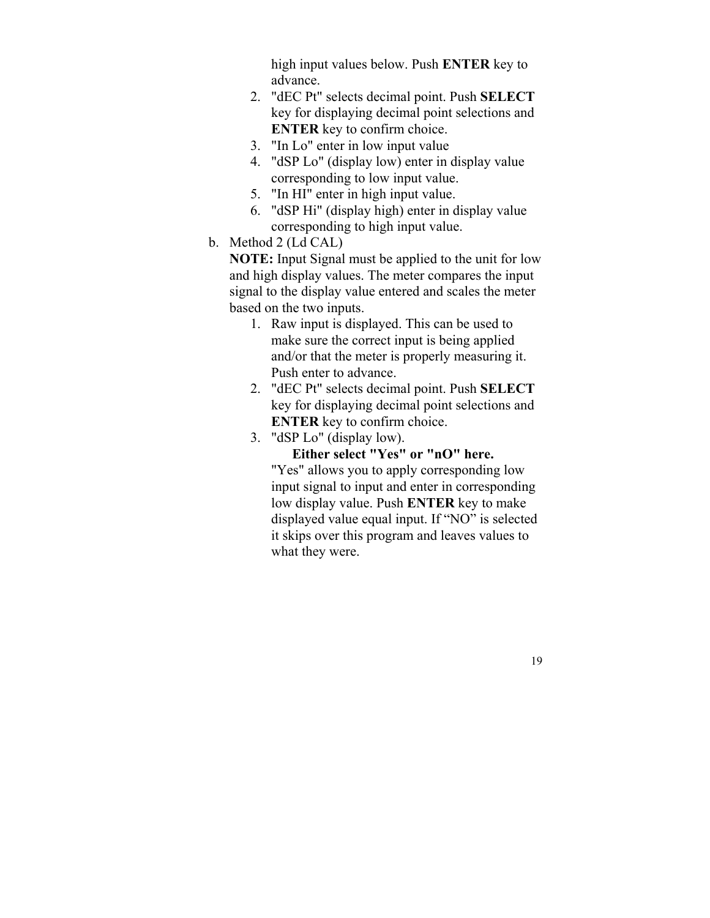high input values below. Push **ENTER** key to advance.

2. "dEC Pt" selects decimal point. Push **SELECT** key for displaying decimal point selections and **ENTER** key to confirm choice.
3. "In Lo" enter in low input value
4. "dSP Lo" (display low) enter in display value corresponding to low input value.
5. "In HI" enter in high input value.
6. "dSP Hi" (display high) enter in display value corresponding to high input value.

b. Method 2 (Ld CAL)

**NOTE:** Input Signal must be applied to the unit for low and high display values. The meter compares the input signal to the display value entered and scales the meter based on the two inputs.

1. Raw input is displayed. This can be used to make sure the correct input is being applied and/or that the meter is properly measuring it. Push enter to advance.
2. "dEC Pt" selects decimal point. Push **SELECT** key for displaying decimal point selections and **ENTER** key to confirm choice.
3. "dSP Lo" (display low).

   **Either select "Yes" or "nO" here.**

   "Yes" allows you to apply corresponding low input signal to input and enter in corresponding low display value. Push **ENTER** key to make displayed value equal input. If "NO" is selected it skips over this program and leaves values to what they were.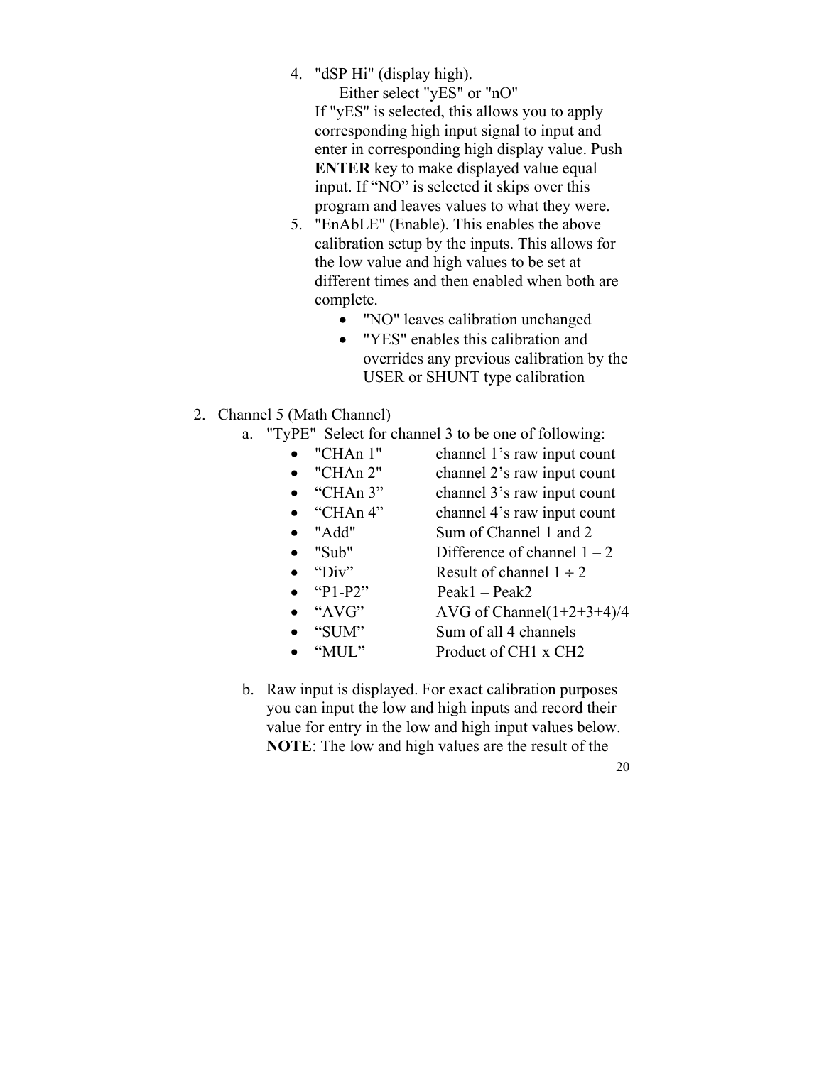4. "dSP Hi" (display high).

   Either select "yES" or "nO"

   If "yES" is selected, this allows you to apply corresponding high input signal to input and enter in corresponding high display value. Push **ENTER** key to make displayed value equal input. If "NO" is selected it skips over this program and leaves values to what they were.

5. "EnAbLE" (Enable). This enables the above calibration setup by the inputs. This allows for the low value and high values to be set at different times and then enabled when both are complete.
   - "NO" leaves calibration unchanged
   - "YES" enables this calibration and overrides any previous calibration by the USER or SHUNT type calibration

2. Channel 5 (Math Channel)
   a. "TyPE"  Select for channel 3 to be one of following:
      - "CHAn 1"  channel 1's raw input count
      - "CHAn 2"  channel 2's raw input count
      - "CHAn 3"  channel 3's raw input count
      - "CHAn 4"  channel 4's raw input count
      - "Add"  Sum of Channel 1 and 2
      - "Sub"  Difference of channel 1 – 2
      - "Div"  Result of channel 1 ÷ 2
      - "P1-P2"  Peak1 – Peak2
      - "AVG"  AVG of Channel(1+2+3+4)/4
      - "SUM"  Sum of all 4 channels
      - "MUL"  Product of CH1 x CH2

   b. Raw input is displayed. For exact calibration purposes you can input the low and high inputs and record their value for entry in the low and high input values below. **NOTE**: The low and high values are the result of the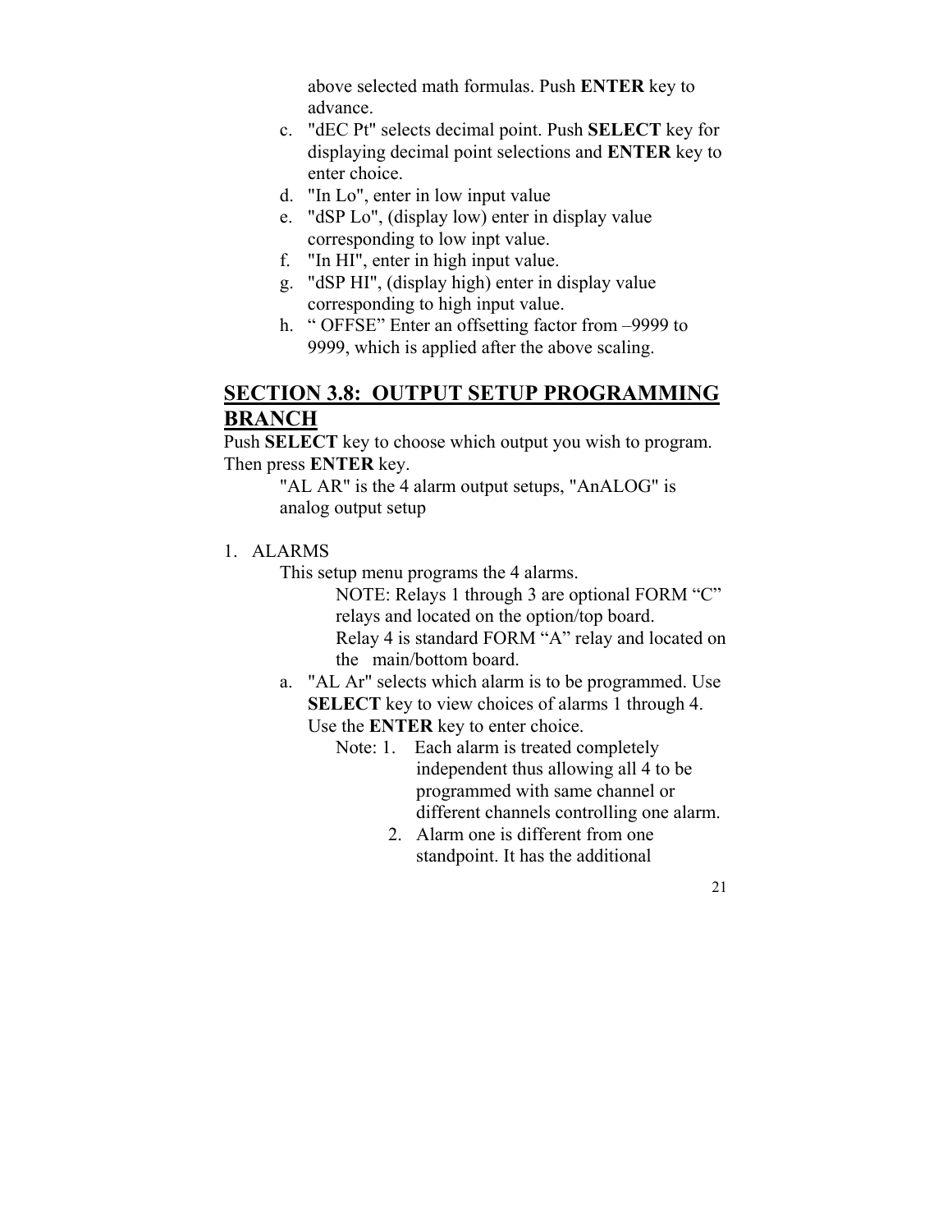above selected math formulas. Push **ENTER** key to advance.

c. "dEC Pt" selects decimal point. Push **SELECT** key for displaying decimal point selections and **ENTER** key to enter choice.
d. "In Lo", enter in low input value
e. "dSP Lo", (display low) enter in display value corresponding to low inpt value.
f. "In HI", enter in high input value.
g. "dSP HI", (display high) enter in display value corresponding to high input value.
h. " OFFSE" Enter an offsetting factor from –9999 to 9999, which is applied after the above scaling.

## SECTION 3.8: OUTPUT SETUP PROGRAMMING BRANCH

Push **SELECT** key to choose which output you wish to program. Then press **ENTER** key.

"AL AR" is the 4 alarm output setups, "AnALOG" is analog output setup

1. ALARMS

   This setup menu programs the 4 alarms.

   NOTE: Relays 1 through 3 are optional FORM "C" relays and located on the option/top board.
   Relay 4 is standard FORM "A" relay and located on the main/bottom board.

   a. "AL Ar" selects which alarm is to be programmed. Use **SELECT** key to view choices of alarms 1 through 4. Use the **ENTER** key to enter choice.

      Note: 1. Each alarm is treated completely independent thus allowing all 4 to be programmed with same channel or different channels controlling one alarm.

      2. Alarm one is different from one standpoint. It has the additional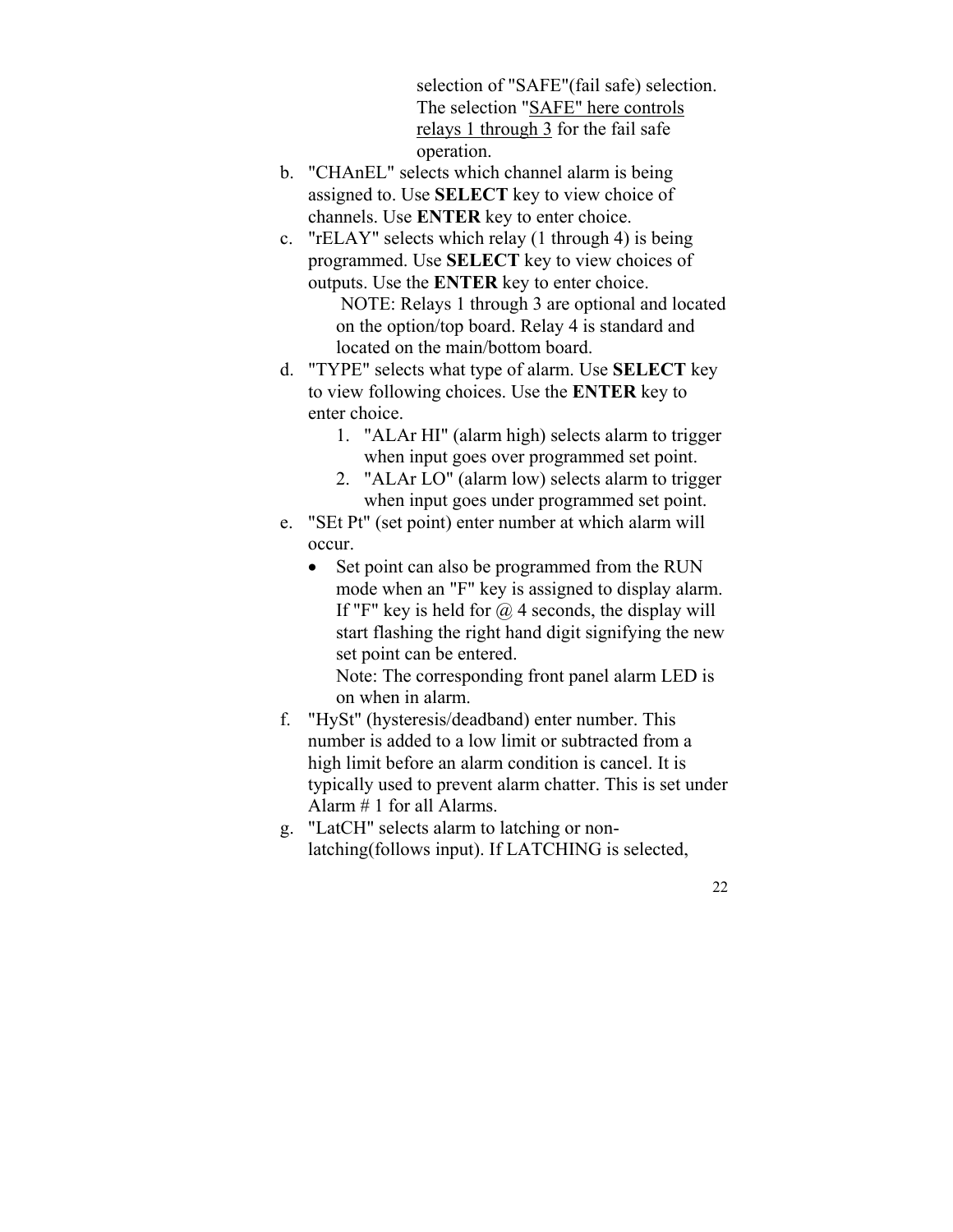selection of "SAFE"(fail safe) selection. The selection "<u>SAFE" here controls relays 1 through 3</u> for the fail safe operation.

b. "CHAnEL" selects which channel alarm is being assigned to. Use **SELECT** key to view choice of channels. Use **ENTER** key to enter choice.
c. "rELAY" selects which relay (1 through 4) is being programmed. Use **SELECT** key to view choices of outputs. Use the **ENTER** key to enter choice.

   NOTE: Relays 1 through 3 are optional and located on the option/top board. Relay 4 is standard and located on the main/bottom board.
d. "TYPE" selects what type of alarm. Use **SELECT** key to view following choices. Use the **ENTER** key to enter choice.
   1. "ALAr HI" (alarm high) selects alarm to trigger when input goes over programmed set point.
   2. "ALAr LO" (alarm low) selects alarm to trigger when input goes under programmed set point.
e. "SEt Pt" (set point) enter number at which alarm will occur.
   - Set point can also be programmed from the RUN mode when an "F" key is assigned to display alarm. If "F" key is held for @ 4 seconds, the display will start flashing the right hand digit signifying the new set point can be entered.

     Note: The corresponding front panel alarm LED is on when in alarm.
f. "HySt" (hysteresis/deadband) enter number. This number is added to a low limit or subtracted from a high limit before an alarm condition is cancel. It is typically used to prevent alarm chatter. This is set under Alarm # 1 for all Alarms.
g. "LatCH" selects alarm to latching or non-latching(follows input). If LATCHING is selected,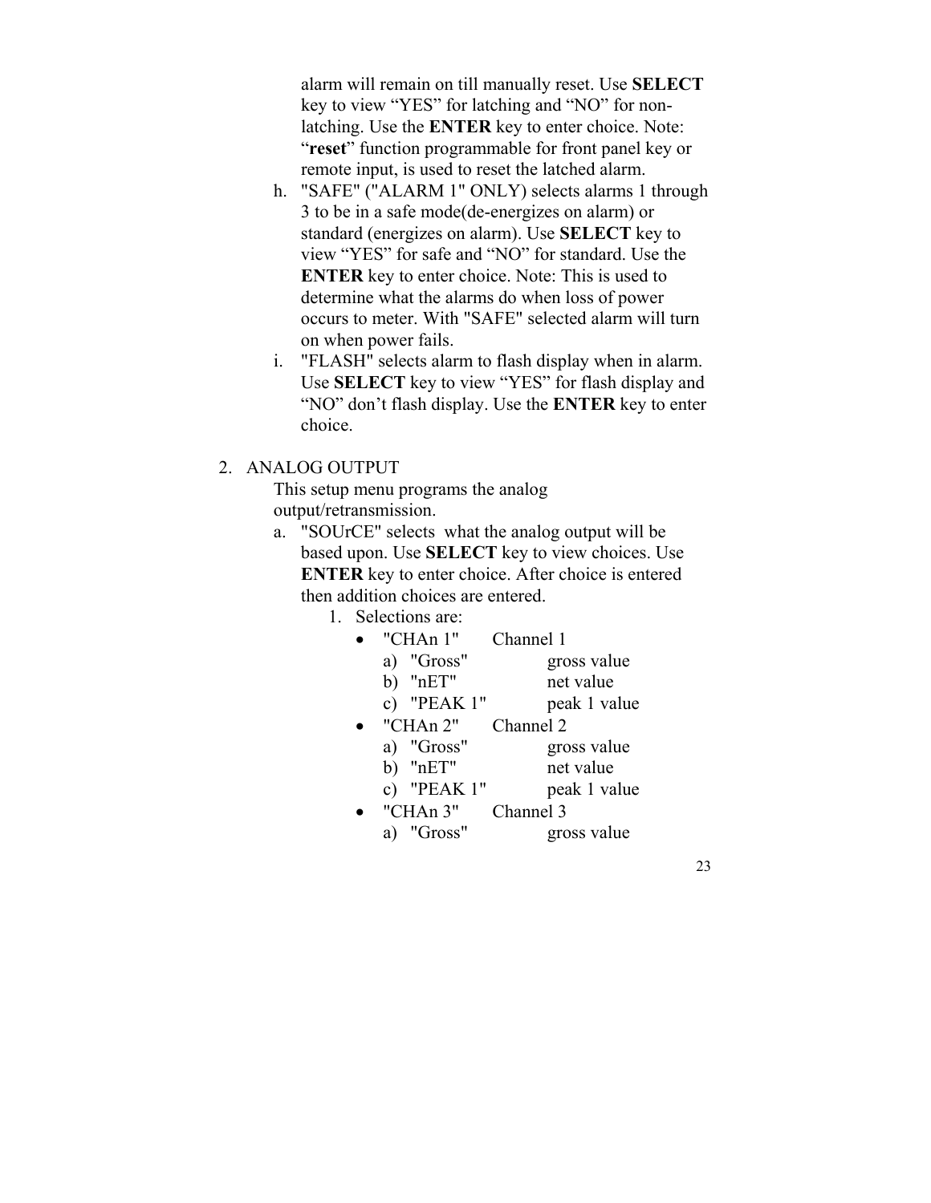alarm will remain on till manually reset. Use **SELECT** key to view "YES" for latching and "NO" for non-latching. Use the **ENTER** key to enter choice. Note: "**reset**" function programmable for front panel key or remote input, is used to reset the latched alarm.

h. "SAFE" ("ALARM 1" ONLY) selects alarms 1 through 3 to be in a safe mode(de-energizes on alarm) or standard (energizes on alarm). Use **SELECT** key to view "YES" for safe and "NO" for standard. Use the **ENTER** key to enter choice. Note: This is used to determine what the alarms do when loss of power occurs to meter. With "SAFE" selected alarm will turn on when power fails.

i. "FLASH" selects alarm to flash display when in alarm. Use **SELECT** key to view "YES" for flash display and "NO" don't flash display. Use the **ENTER** key to enter choice.

2. ANALOG OUTPUT

   This setup menu programs the analog output/retransmission.

   a. "SOUrCE" selects what the analog output will be based upon. Use **SELECT** key to view choices. Use **ENTER** key to enter choice. After choice is entered then addition choices are entered.

      1. Selections are:
         - "CHAn 1" Channel 1
           a) "Gross" gross value
           b) "nET" net value
           c) "PEAK 1" peak 1 value
         - "CHAn 2" Channel 2
           a) "Gross" gross value
           b) "nET" net value
           c) "PEAK 1" peak 1 value
         - "CHAn 3" Channel 3
           a) "Gross" gross value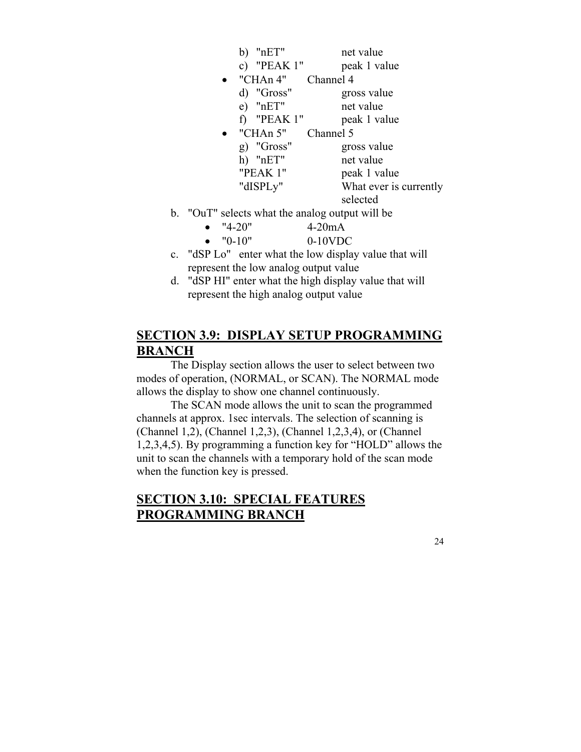b) "nET" net value

c) "PEAK 1" peak 1 value

- "CHAn 4" Channel 4
  - d) "Gross" gross value
  - e) "nET" net value
  - f) "PEAK 1" peak 1 value
- "CHAn 5" Channel 5
  - g) "Gross" gross value
  - h) "nET" net value
  - "PEAK 1" peak 1 value
  - "dISPLy" What ever is currently selected

b. "OuT" selects what the analog output will be
   - "4-20" 4-20mA
   - "0-10" 0-10VDC

c. "dSP Lo" enter what the low display value that will represent the low analog output value

d. "dSP HI" enter what the high display value that will represent the high analog output value

## SECTION 3.9: DISPLAY SETUP PROGRAMMING BRANCH

The Display section allows the user to select between two modes of operation, (NORMAL, or SCAN). The NORMAL mode allows the display to show one channel continuously.

The SCAN mode allows the unit to scan the programmed channels at approx. 1sec intervals. The selection of scanning is (Channel 1,2), (Channel 1,2,3), (Channel 1,2,3,4), or (Channel 1,2,3,4,5). By programming a function key for "HOLD" allows the unit to scan the channels with a temporary hold of the scan mode when the function key is pressed.

## SECTION 3.10: SPECIAL FEATURES PROGRAMMING BRANCH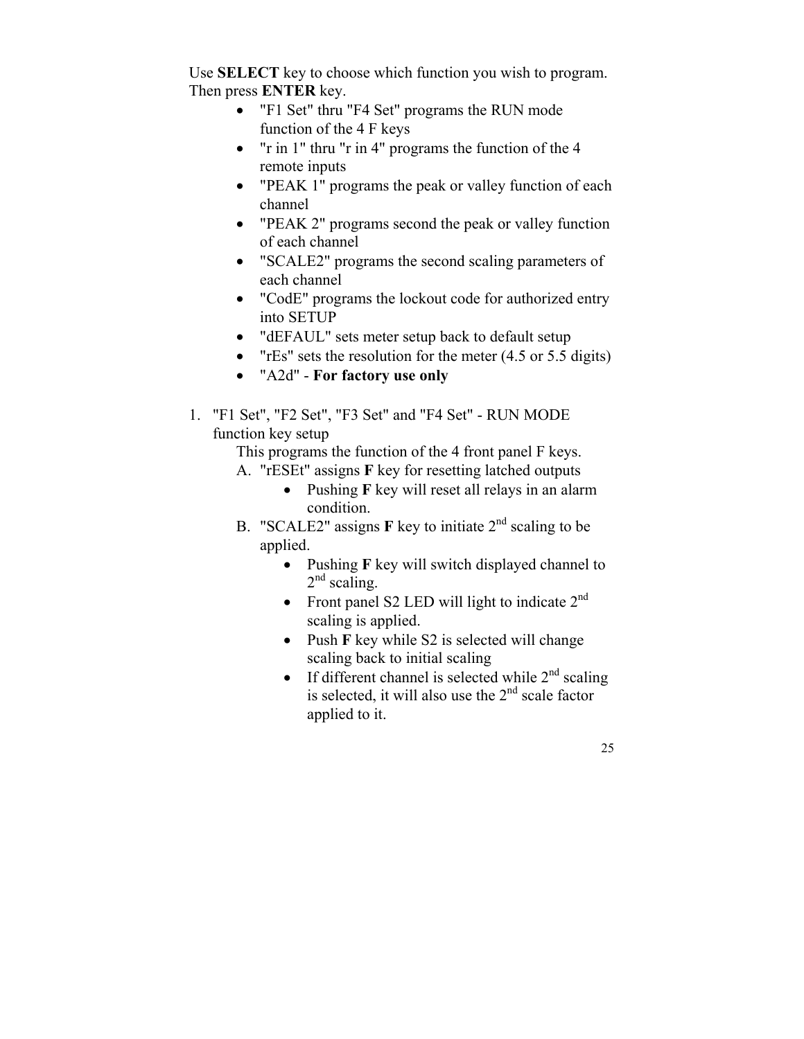Use **SELECT** key to choose which function you wish to program. Then press **ENTER** key.

- "F1 Set" thru "F4 Set" programs the RUN mode function of the 4 F keys
- "r in 1" thru "r in 4" programs the function of the 4 remote inputs
- "PEAK 1" programs the peak or valley function of each channel
- "PEAK 2" programs second the peak or valley function of each channel
- "SCALE2" programs the second scaling parameters of each channel
- "CodE" programs the lockout code for authorized entry into SETUP
- "dEFAUL" sets meter setup back to default setup
- "rEs" sets the resolution for the meter (4.5 or 5.5 digits)
- "A2d" - **For factory use only**

1. "F1 Set", "F2 Set", "F3 Set" and "F4 Set" - RUN MODE function key setup

   This programs the function of the 4 front panel F keys.

   A. "rESEt" assigns **F** key for resetting latched outputs
      - Pushing **F** key will reset all relays in an alarm condition.

   B. "SCALE2" assigns **F** key to initiate 2nd scaling to be applied.
      - Pushing **F** key will switch displayed channel to 2nd scaling.
      - Front panel S2 LED will light to indicate 2nd scaling is applied.
      - Push **F** key while S2 is selected will change scaling back to initial scaling
      - If different channel is selected while 2nd scaling is selected, it will also use the 2nd scale factor applied to it.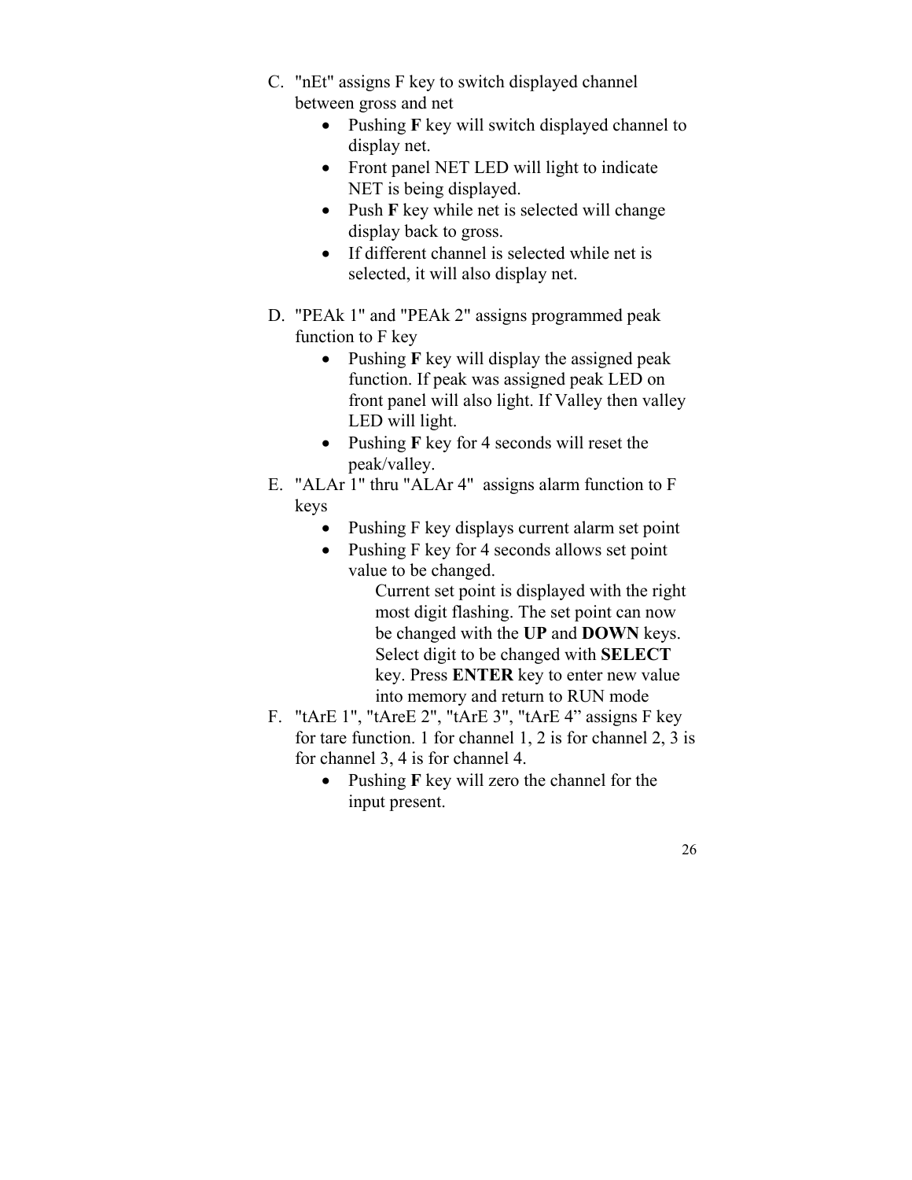C. "nEt" assigns F key to switch displayed channel between gross and net
    - Pushing **F** key will switch displayed channel to display net.
    - Front panel NET LED will light to indicate NET is being displayed.
    - Push **F** key while net is selected will change display back to gross.
    - If different channel is selected while net is selected, it will also display net.

D. "PEAk 1" and "PEAk 2" assigns programmed peak function to F key
    - Pushing **F** key will display the assigned peak function. If peak was assigned peak LED on front panel will also light. If Valley then valley LED will light.
    - Pushing **F** key for 4 seconds will reset the peak/valley.

E. "ALAr 1" thru "ALAr 4" assigns alarm function to F keys
    - Pushing F key displays current alarm set point
    - Pushing F key for 4 seconds allows set point value to be changed.

      Current set point is displayed with the right most digit flashing. The set point can now be changed with the **UP** and **DOWN** keys. Select digit to be changed with **SELECT** key. Press **ENTER** key to enter new value into memory and return to RUN mode

F. "tArE 1", "tAreE 2", "tArE 3", "tArE 4" assigns F key for tare function. 1 for channel 1, 2 is for channel 2, 3 is for channel 3, 4 is for channel 4.
    - Pushing **F** key will zero the channel for the input present.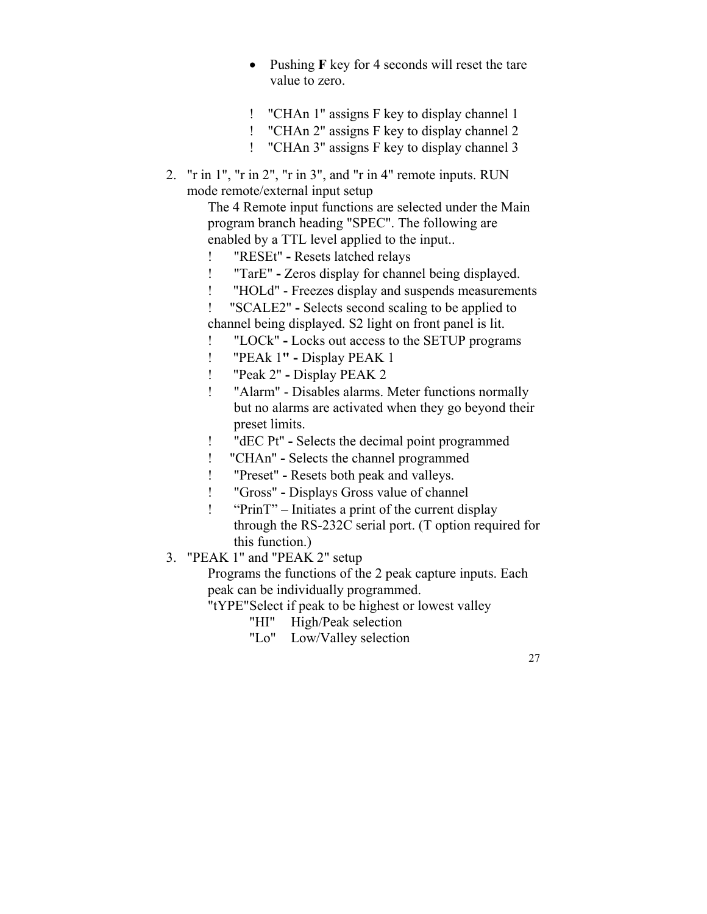- Pushing **F** key for 4 seconds will reset the tare value to zero.

! "CHAn 1" assigns F key to display channel 1
! "CHAn 2" assigns F key to display channel 2
! "CHAn 3" assigns F key to display channel 3

2. "r in 1", "r in 2", "r in 3", and "r in 4" remote inputs. RUN mode remote/external input setup

   The 4 Remote input functions are selected under the Main program branch heading "SPEC". The following are enabled by a TTL level applied to the input..

   ! "RESEt" **-** Resets latched relays
   ! "TarE" **-** Zeros display for channel being displayed.
   ! "HOLd" - Freezes display and suspends measurements
   ! "SCALE2" **-** Selects second scaling to be applied to channel being displayed. S2 light on front panel is lit.
   ! "LOCk" **-** Locks out access to the SETUP programs
   ! "PEAk 1**"** **-** Display PEAK 1
   ! "Peak 2" **-** Display PEAK 2
   ! "Alarm" - Disables alarms. Meter functions normally but no alarms are activated when they go beyond their preset limits.
   ! "dEC Pt" **-** Selects the decimal point programmed
   ! "CHAn" **-** Selects the channel programmed
   ! "Preset" **-** Resets both peak and valleys.
   ! "Gross" **-** Displays Gross value of channel
   ! "PrinT" – Initiates a print of the current display through the RS-232C serial port. (T option required for this function.)

3. "PEAK 1" and "PEAK 2" setup

   Programs the functions of the 2 peak capture inputs. Each peak can be individually programmed.

   "tYPE"Select if peak to be highest or lowest valley

   "HI" High/Peak selection
   "Lo" Low/Valley selection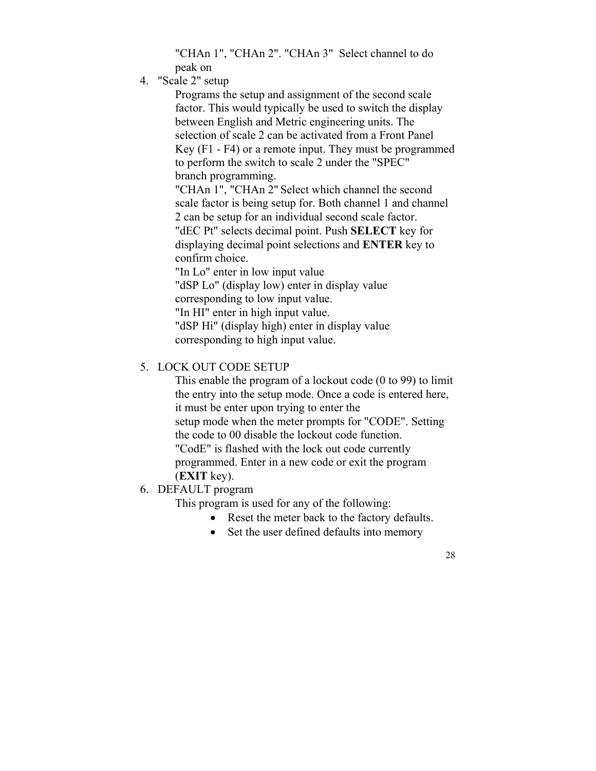"CHAn 1", "CHAn 2". "CHAn 3"  Select channel to do peak on

4. "Scale 2" setup

   Programs the setup and assignment of the second scale factor. This would typically be used to switch the display between English and Metric engineering units. The selection of scale 2 can be activated from a Front Panel Key (F1 - F4) or a remote input. They must be programmed to perform the switch to scale 2 under the "SPEC" branch programming.

   "CHAn 1", "CHAn 2" Select which channel the second scale factor is being setup for. Both channel 1 and channel 2 can be setup for an individual second scale factor.

   "dEC Pt" selects decimal point. Push **SELECT** key for displaying decimal point selections and **ENTER** key to confirm choice.

   "In Lo" enter in low input value

   "dSP Lo" (display low) enter in display value corresponding to low input value.

   "In HI" enter in high input value.

   "dSP Hi" (display high) enter in display value corresponding to high input value.

5. LOCK OUT CODE SETUP

   This enable the program of a lockout code (0 to 99) to limit the entry into the setup mode. Once a code is entered here, it must be enter upon trying to enter the setup mode when the meter prompts for "CODE". Setting the code to 00 disable the lockout code function.

   "CodE" is flashed with the lock out code currently programmed. Enter in a new code or exit the program (**EXIT** key).

6. DEFAULT program

   This program is used for any of the following:

   - Reset the meter back to the factory defaults.
   - Set the user defined defaults into memory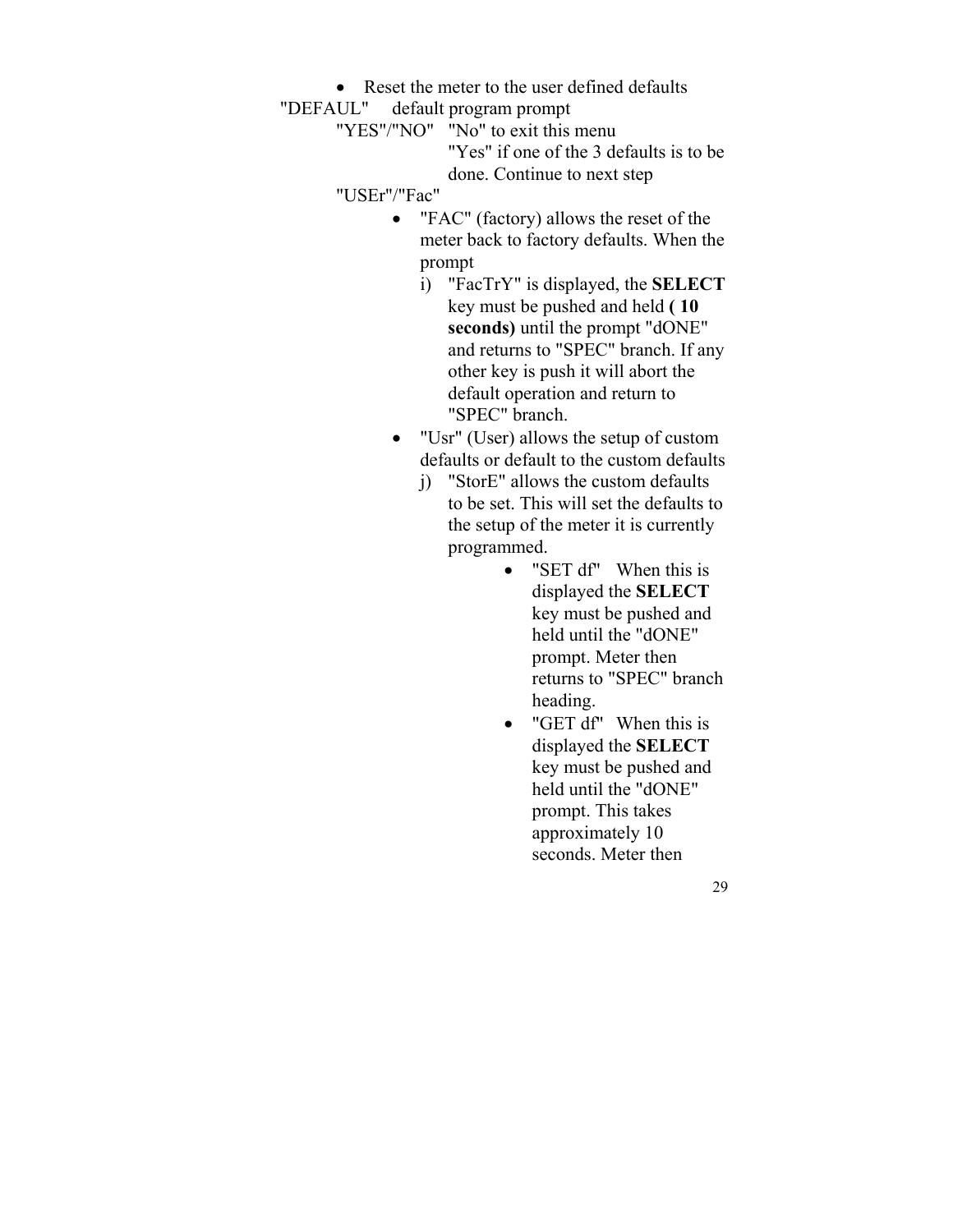- Reset the meter to the user defined defaults

"DEFAUL" default program prompt

"YES"/"NO" "No" to exit this menu
"Yes" if one of the 3 defaults is to be done. Continue to next step

"USEr"/"Fac"

- "FAC" (factory) allows the reset of the meter back to factory defaults. When the prompt
  i) "FacTrY" is displayed, the **SELECT** key must be pushed and held **( 10 seconds)** until the prompt "dONE" and returns to "SPEC" branch. If any other key is push it will abort the default operation and return to "SPEC" branch.
- "Usr" (User) allows the setup of custom defaults or default to the custom defaults
  j) "StorE" allows the custom defaults to be set. This will set the defaults to the setup of the meter it is currently programmed.
    - "SET df" When this is displayed the **SELECT** key must be pushed and held until the "dONE" prompt. Meter then returns to "SPEC" branch heading.
    - "GET df" When this is displayed the **SELECT** key must be pushed and held until the "dONE" prompt. This takes approximately 10 seconds. Meter then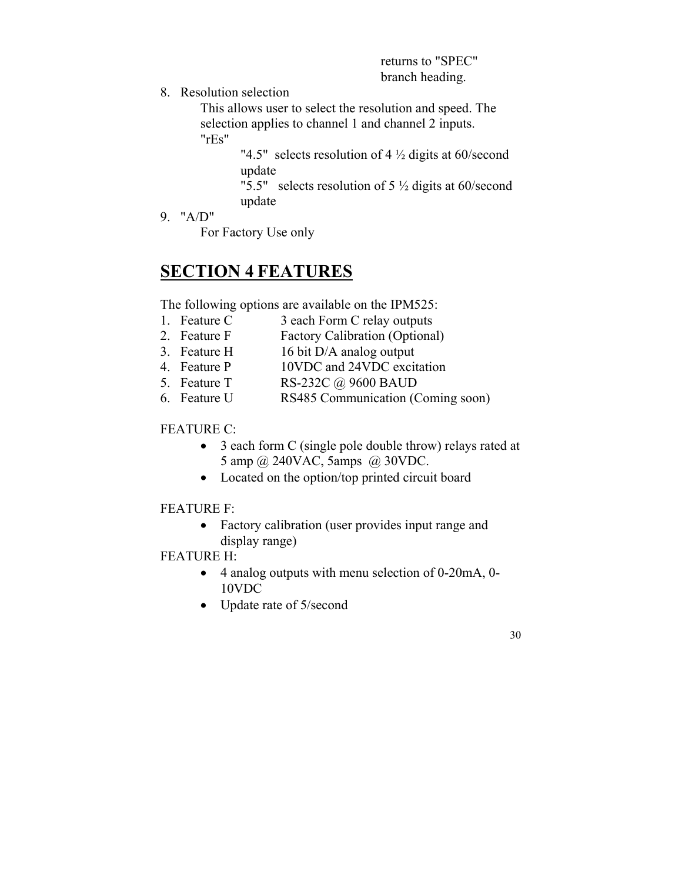returns to "SPEC" branch heading.

8. Resolution selection

   This allows user to select the resolution and speed. The selection applies to channel 1 and channel 2 inputs.

   "rEs"

   "4.5" selects resolution of 4 ½ digits at 60/second update

   "5.5" selects resolution of 5 ½ digits at 60/second update

9. "A/D"

   For Factory Use only

# SECTION 4 FEATURES

The following options are available on the IPM525:

1. Feature C 3 each Form C relay outputs
2. Feature F Factory Calibration (Optional)
3. Feature H 16 bit D/A analog output
4. Feature P 10VDC and 24VDC excitation
5. Feature T RS-232C @ 9600 BAUD
6. Feature U RS485 Communication (Coming soon)

FEATURE C:

- 3 each form C (single pole double throw) relays rated at 5 amp @ 240VAC, 5amps @ 30VDC.
- Located on the option/top printed circuit board

FEATURE F:

- Factory calibration (user provides input range and display range)

FEATURE H:

- 4 analog outputs with menu selection of 0-20mA, 0-10VDC
- Update rate of 5/second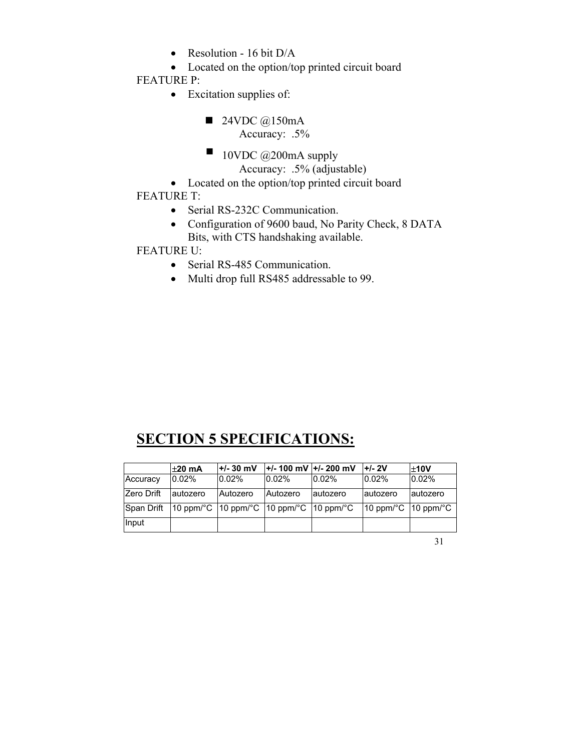- Resolution - 16 bit D/A
- Located on the option/top printed circuit board

FEATURE P:

- Excitation supplies of:

  - 24VDC @150mA
    Accuracy: .5%
  - 10VDC @200mA supply
    Accuracy: .5% (adjustable)

- Located on the option/top printed circuit board

FEATURE T:

- Serial RS-232C Communication.
- Configuration of 9600 baud, No Parity Check, 8 DATA Bits, with CTS handshaking available.

FEATURE U:

- Serial RS-485 Communication.
- Multi drop full RS485 addressable to 99.

# SECTION 5 SPECIFICATIONS:

| | **±20 mA** | **+/- 30 mV** | **+/- 100 mV** | **+/- 200 mV** | **+/- 2V** | **±10V** |
|---|---|---|---|---|---|---|
| Accuracy | 0.02% | 0.02% | 0.02% | 0.02% | 0.02% | 0.02% |
| Zero Drift | autozero | Autozero | Autozero | autozero | autozero | autozero |
| Span Drift | 10 ppm/°C | 10 ppm/°C | 10 ppm/°C | 10 ppm/°C | 10 ppm/°C | 10 ppm/°C |
| Input | | | | | | |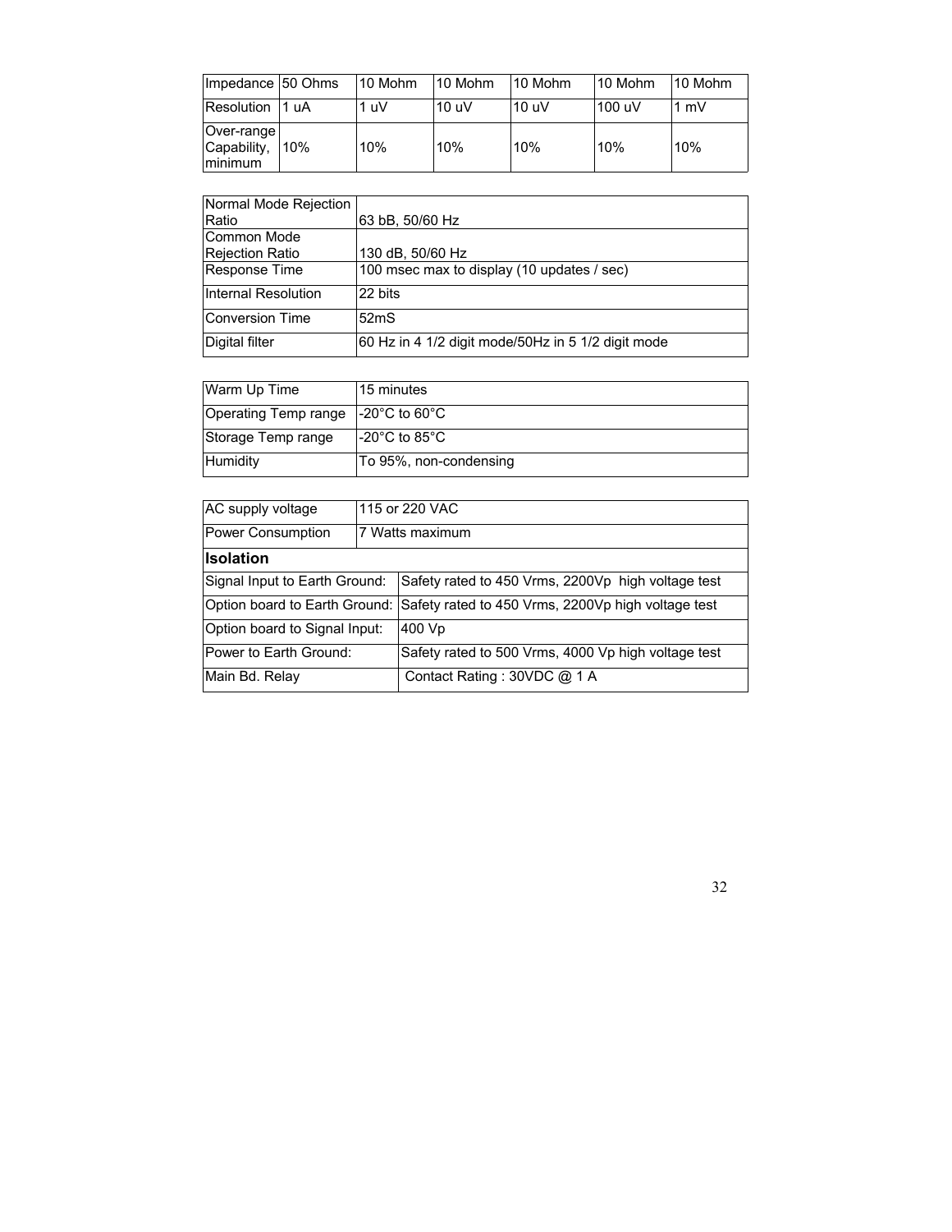| | | | | | | |
|---|---|---|---|---|---|---|
| Impedance | 50 Ohms | 10 Mohm | 10 Mohm | 10 Mohm | 10 Mohm | 10 Mohm |
| Resolution | 1 uA | 1 uV | 10 uV | 10 uV | 100 uV | 1 mV |
| Over-range Capability, minimum | 10% | 10% | 10% | 10% | 10% | 10% |

| | |
|---|---|
| Normal Mode Rejection Ratio | 63 bB, 50/60 Hz |
| Common Mode Rejection Ratio | 130 dB, 50/60 Hz |
| Response Time | 100 msec max to display (10 updates / sec) |
| Internal Resolution | 22 bits |
| Conversion Time | 52mS |
| Digital filter | 60 Hz in 4 1/2 digit mode/50Hz in 5 1/2 digit mode |

| | |
|---|---|
| Warm Up Time | 15 minutes |
| Operating Temp range | -20°C to 60°C |
| Storage Temp range | -20°C to 85°C |
| Humidity | To 95%, non-condensing |

| | |
|---|---|
| AC supply voltage | 115 or 220 VAC |
| Power Consumption | 7 Watts maximum |
| **Isolation** | |
| Signal Input to Earth Ground: | Safety rated to 450 Vrms, 2200Vp high voltage test |
| Option board to Earth Ground: | Safety rated to 450 Vrms, 2200Vp high voltage test |
| Option board to Signal Input: | 400 Vp |
| Power to Earth Ground: | Safety rated to 500 Vrms, 4000 Vp high voltage test |
| Main Bd. Relay | Contact Rating : 30VDC @ 1 A |